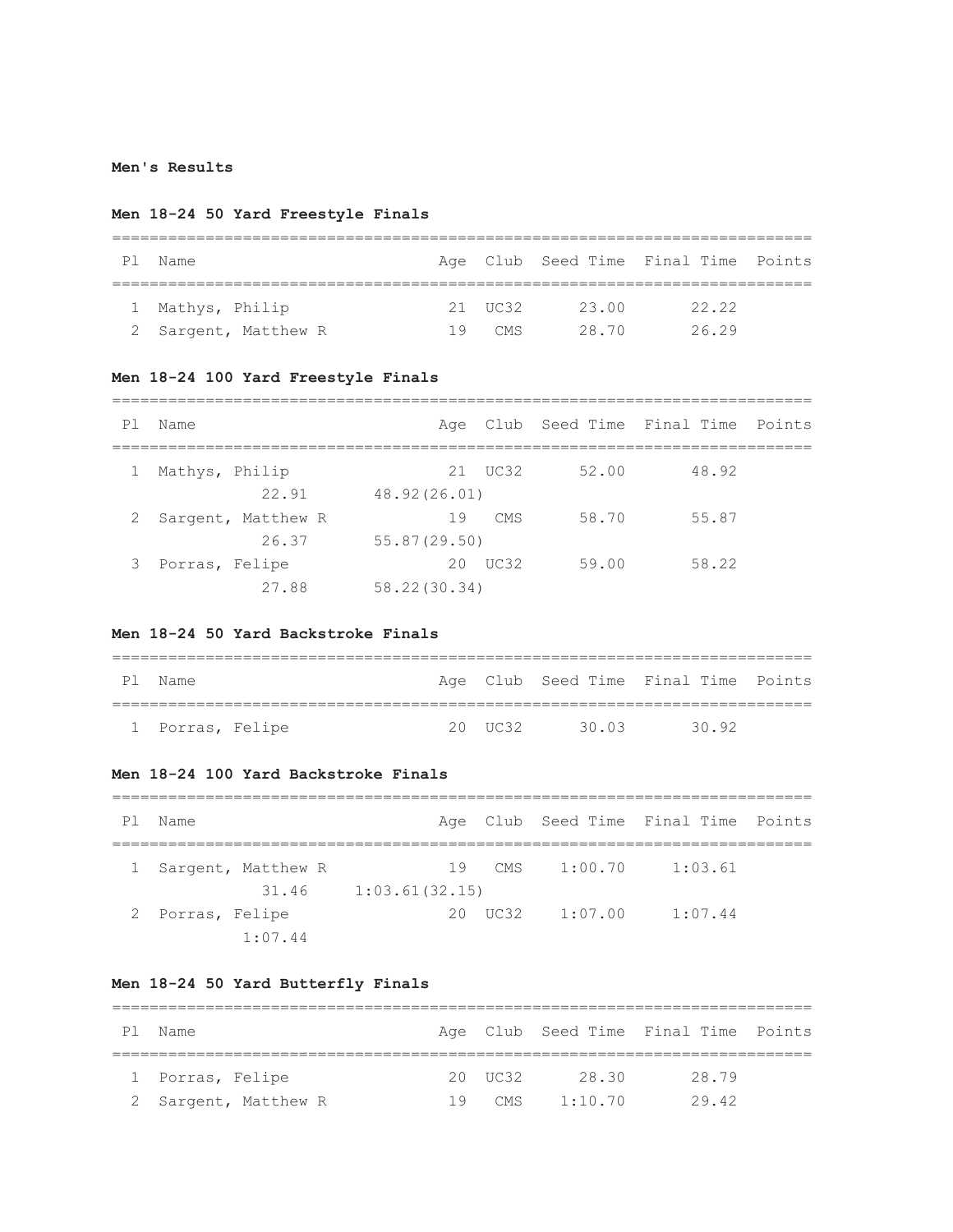**Men's Results**

**Men 18-24 50 Yard Freestyle Finals**

| Pl | Name | Age | Club | Seed Time | Final Time | Points |
|---|---|---|---|---|---|---|
| 1 | Mathys, Philip | 21 | UC32 | 23.00 | 22.22 | |
| 2 | Sargent, Matthew R | 19 | CMS | 28.70 | 26.29 | |

**Men 18-24 100 Yard Freestyle Finals**

| Pl | Name | Age | Club | Seed Time | Final Time | Points |
|---|---|---|---|---|---|---|
| 1 | Mathys, Philip | 21 | UC32 | 52.00 | 48.92 | |
| | 22.91 48.92(26.01) | | | | | |
| 2 | Sargent, Matthew R | 19 | CMS | 58.70 | 55.87 | |
| | 26.37 55.87(29.50) | | | | | |
| 3 | Porras, Felipe | 20 | UC32 | 59.00 | 58.22 | |
| | 27.88 58.22(30.34) | | | | | |

**Men 18-24 50 Yard Backstroke Finals**

| Pl | Name | Age | Club | Seed Time | Final Time | Points |
|---|---|---|---|---|---|---|
| 1 | Porras, Felipe | 20 | UC32 | 30.03 | 30.92 | |

**Men 18-24 100 Yard Backstroke Finals**

| Pl | Name | Age | Club | Seed Time | Final Time | Points |
|---|---|---|---|---|---|---|
| 1 | Sargent, Matthew R | 19 | CMS | 1:00.70 | 1:03.61 | |
| | 31.46 1:03.61(32.15) | | | | | |
| 2 | Porras, Felipe | 20 | UC32 | 1:07.00 | 1:07.44 | |
| | 1:07.44 | | | | | |

**Men 18-24 50 Yard Butterfly Finals**

| Pl | Name | Age | Club | Seed Time | Final Time | Points |
|---|---|---|---|---|---|---|
| 1 | Porras, Felipe | 20 | UC32 | 28.30 | 28.79 | |
| 2 | Sargent, Matthew R | 19 | CMS | 1:10.70 | 29.42 | |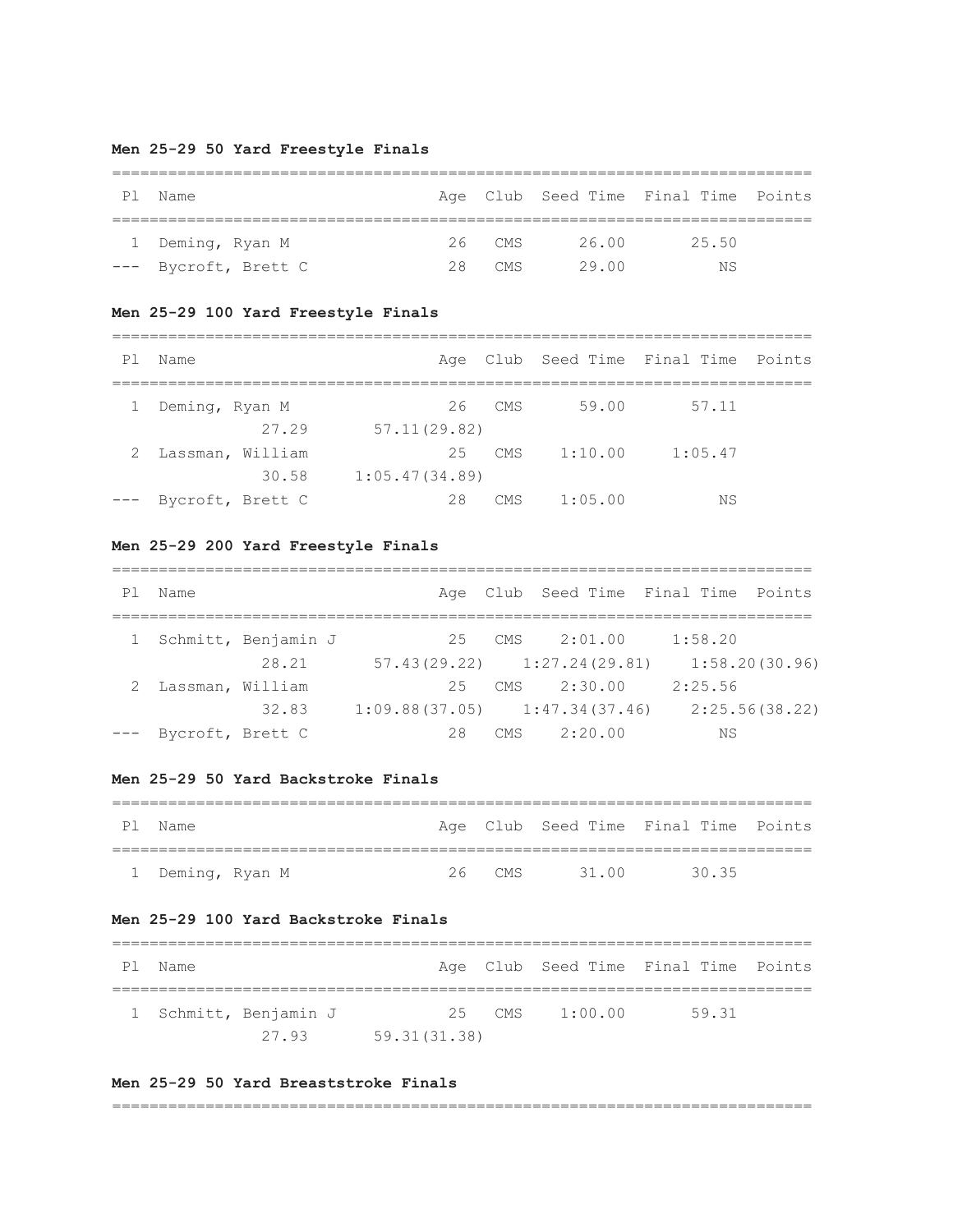**Men 25-29 50 Yard Freestyle Finals**

| Pl | Name | Age | Club | Seed Time | Final Time | Points |
|---|---|---|---|---|---|---|
| 1 | Deming, Ryan M | 26 | CMS | 26.00 | 25.50 | |
| --- | Bycroft, Brett C | 28 | CMS | 29.00 | NS | |

**Men 25-29 100 Yard Freestyle Finals**

| Pl | Name | Age | Club | Seed Time | Final Time | Points |
|---|---|---|---|---|---|---|
| 1 | Deming, Ryan M | 26 | CMS | 59.00 | 57.11 | |
| | 27.29 57.11(29.82) | | | | | |
| 2 | Lassman, William | 25 | CMS | 1:10.00 | 1:05.47 | |
| | 30.58 1:05.47(34.89) | | | | | |
| --- | Bycroft, Brett C | 28 | CMS | 1:05.00 | NS | |

**Men 25-29 200 Yard Freestyle Finals**

| Pl | Name | Age | Club | Seed Time | Final Time | Points |
|---|---|---|---|---|---|---|
| 1 | Schmitt, Benjamin J | 25 | CMS | 2:01.00 | 1:58.20 | |
| | 28.21 57.43(29.22) 1:27.24(29.81) 1:58.20(30.96) | | | | | |
| 2 | Lassman, William | 25 | CMS | 2:30.00 | 2:25.56 | |
| | 32.83 1:09.88(37.05) 1:47.34(37.46) 2:25.56(38.22) | | | | | |
| --- | Bycroft, Brett C | 28 | CMS | 2:20.00 | NS | |

**Men 25-29 50 Yard Backstroke Finals**

| Pl | Name | Age | Club | Seed Time | Final Time | Points |
|---|---|---|---|---|---|---|
| 1 | Deming, Ryan M | 26 | CMS | 31.00 | 30.35 | |

**Men 25-29 100 Yard Backstroke Finals**

| Pl | Name | Age | Club | Seed Time | Final Time | Points |
|---|---|---|---|---|---|---|
| 1 | Schmitt, Benjamin J | 25 | CMS | 1:00.00 | 59.31 | |
| | 27.93 59.31(31.38) | | | | | |

**Men 25-29 50 Yard Breaststroke Finals**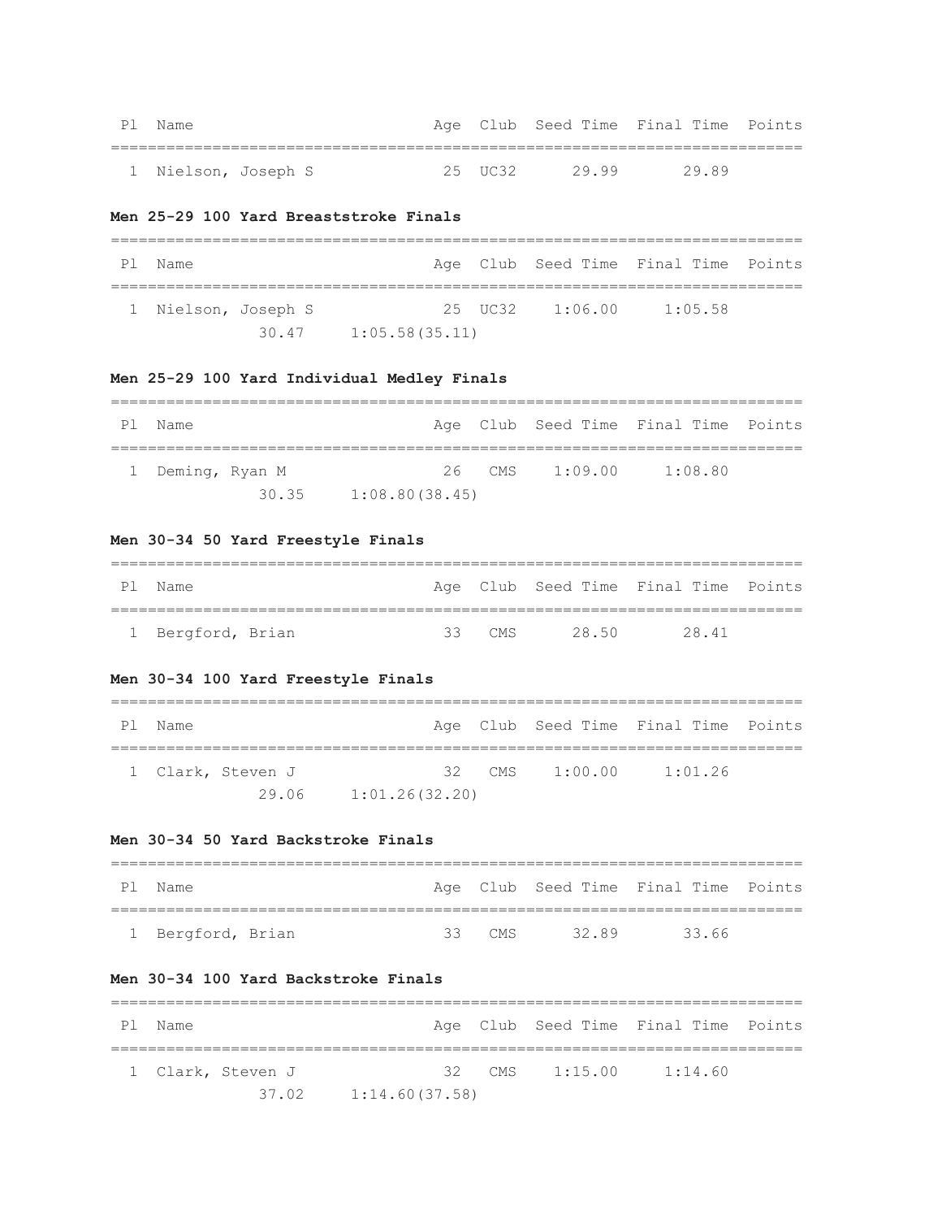| Pl | Name | Age | Club | Seed Time | Final Time | Points |
|---|---|---|---|---|---|---|
| 1 | Nielson, Joseph S | 25 | UC32 | 29.99 | 29.89 | |

**Men 25-29 100 Yard Breaststroke Finals**

| Pl | Name | Age | Club | Seed Time | Final Time | Points |
|---|---|---|---|---|---|---|
| 1 | Nielson, Joseph S | 25 | UC32 | 1:06.00 | 1:05.58 | |
| | 30.47 1:05.58(35.11) | | | | | |

**Men 25-29 100 Yard Individual Medley Finals**

| Pl | Name | Age | Club | Seed Time | Final Time | Points |
|---|---|---|---|---|---|---|
| 1 | Deming, Ryan M | 26 | CMS | 1:09.00 | 1:08.80 | |
| | 30.35 1:08.80(38.45) | | | | | |

**Men 30-34 50 Yard Freestyle Finals**

| Pl | Name | Age | Club | Seed Time | Final Time | Points |
|---|---|---|---|---|---|---|
| 1 | Bergford, Brian | 33 | CMS | 28.50 | 28.41 | |

**Men 30-34 100 Yard Freestyle Finals**

| Pl | Name | Age | Club | Seed Time | Final Time | Points |
|---|---|---|---|---|---|---|
| 1 | Clark, Steven J | 32 | CMS | 1:00.00 | 1:01.26 | |
| | 29.06 1:01.26(32.20) | | | | | |

**Men 30-34 50 Yard Backstroke Finals**

| Pl | Name | Age | Club | Seed Time | Final Time | Points |
|---|---|---|---|---|---|---|
| 1 | Bergford, Brian | 33 | CMS | 32.89 | 33.66 | |

**Men 30-34 100 Yard Backstroke Finals**

| Pl | Name | Age | Club | Seed Time | Final Time | Points |
|---|---|---|---|---|---|---|
| 1 | Clark, Steven J | 32 | CMS | 1:15.00 | 1:14.60 | |
| | 37.02 1:14.60(37.58) | | | | | |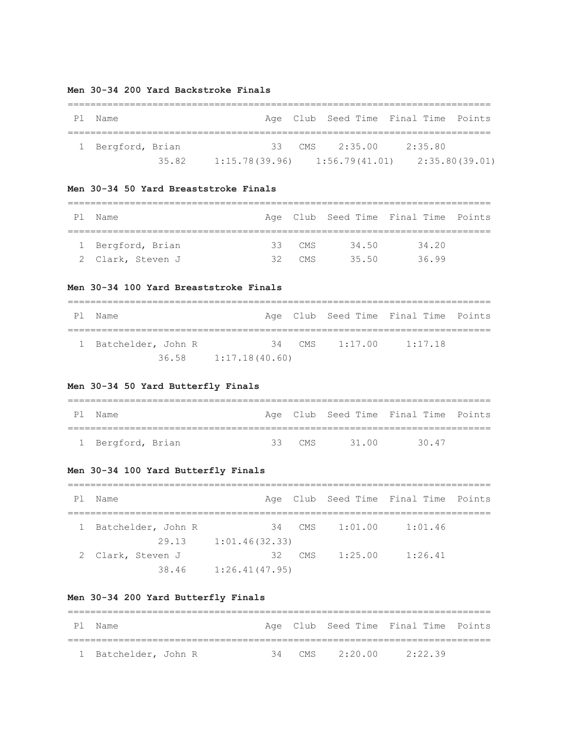**Men 30-34 200 Yard Backstroke Finals**

| Pl | Name | Age | Club | Seed Time | Final Time | Points |
|---|---|---|---|---|---|---|
| 1 | Bergford, Brian | 33 | CMS | 2:35.00 | 2:35.80 | |
| | 35.82 1:15.78(39.96) 1:56.79(41.01) 2:35.80(39.01) | | | | | |

**Men 30-34 50 Yard Breaststroke Finals**

| Pl | Name | Age | Club | Seed Time | Final Time | Points |
|---|---|---|---|---|---|---|
| 1 | Bergford, Brian | 33 | CMS | 34.50 | 34.20 | |
| 2 | Clark, Steven J | 32 | CMS | 35.50 | 36.99 | |

**Men 30-34 100 Yard Breaststroke Finals**

| Pl | Name | Age | Club | Seed Time | Final Time | Points |
|---|---|---|---|---|---|---|
| 1 | Batchelder, John R | 34 | CMS | 1:17.00 | 1:17.18 | |
| | 36.58 1:17.18(40.60) | | | | | |

**Men 30-34 50 Yard Butterfly Finals**

| Pl | Name | Age | Club | Seed Time | Final Time | Points |
|---|---|---|---|---|---|---|
| 1 | Bergford, Brian | 33 | CMS | 31.00 | 30.47 | |

**Men 30-34 100 Yard Butterfly Finals**

| Pl | Name | Age | Club | Seed Time | Final Time | Points |
|---|---|---|---|---|---|---|
| 1 | Batchelder, John R | 34 | CMS | 1:01.00 | 1:01.46 | |
| | 29.13 1:01.46(32.33) | | | | | |
| 2 | Clark, Steven J | 32 | CMS | 1:25.00 | 1:26.41 | |
| | 38.46 1:26.41(47.95) | | | | | |

**Men 30-34 200 Yard Butterfly Finals**

| Pl | Name | Age | Club | Seed Time | Final Time | Points |
|---|---|---|---|---|---|---|
| 1 | Batchelder, John R | 34 | CMS | 2:20.00 | 2:22.39 | |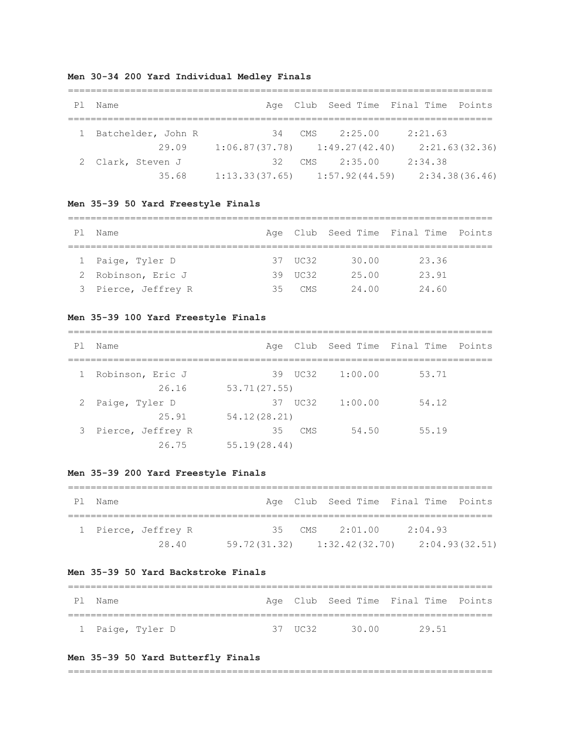**Men 30-34 200 Yard Individual Medley Finals**

| Pl | Name | Age | Club | Seed Time | Final Time | Points |
|---|---|---|---|---|---|---|
| 1 | Batchelder, John R | 34 | CMS | 2:25.00 | 2:21.63 | |
| | 29.09 &nbsp; 1:06.87(37.78) &nbsp; 1:49.27(42.40) &nbsp; 2:21.63(32.36) | | | | | |
| 2 | Clark, Steven J | 32 | CMS | 2:35.00 | 2:34.38 | |
| | 35.68 &nbsp; 1:13.33(37.65) &nbsp; 1:57.92(44.59) &nbsp; 2:34.38(36.46) | | | | | |

**Men 35-39 50 Yard Freestyle Finals**

| Pl | Name | Age | Club | Seed Time | Final Time | Points |
|---|---|---|---|---|---|---|
| 1 | Paige, Tyler D | 37 | UC32 | 30.00 | 23.36 | |
| 2 | Robinson, Eric J | 39 | UC32 | 25.00 | 23.91 | |
| 3 | Pierce, Jeffrey R | 35 | CMS | 24.00 | 24.60 | |

**Men 35-39 100 Yard Freestyle Finals**

| Pl | Name | Age | Club | Seed Time | Final Time | Points |
|---|---|---|---|---|---|---|
| 1 | Robinson, Eric J | 39 | UC32 | 1:00.00 | 53.71 | |
| | 26.16 &nbsp; 53.71(27.55) | | | | | |
| 2 | Paige, Tyler D | 37 | UC32 | 1:00.00 | 54.12 | |
| | 25.91 &nbsp; 54.12(28.21) | | | | | |
| 3 | Pierce, Jeffrey R | 35 | CMS | 54.50 | 55.19 | |
| | 26.75 &nbsp; 55.19(28.44) | | | | | |

**Men 35-39 200 Yard Freestyle Finals**

| Pl | Name | Age | Club | Seed Time | Final Time | Points |
|---|---|---|---|---|---|---|
| 1 | Pierce, Jeffrey R | 35 | CMS | 2:01.00 | 2:04.93 | |
| | 28.40 &nbsp; 59.72(31.32) &nbsp; 1:32.42(32.70) &nbsp; 2:04.93(32.51) | | | | | |

**Men 35-39 50 Yard Backstroke Finals**

| Pl | Name | Age | Club | Seed Time | Final Time | Points |
|---|---|---|---|---|---|---|
| 1 | Paige, Tyler D | 37 | UC32 | 30.00 | 29.51 | |

**Men 35-39 50 Yard Butterfly Finals**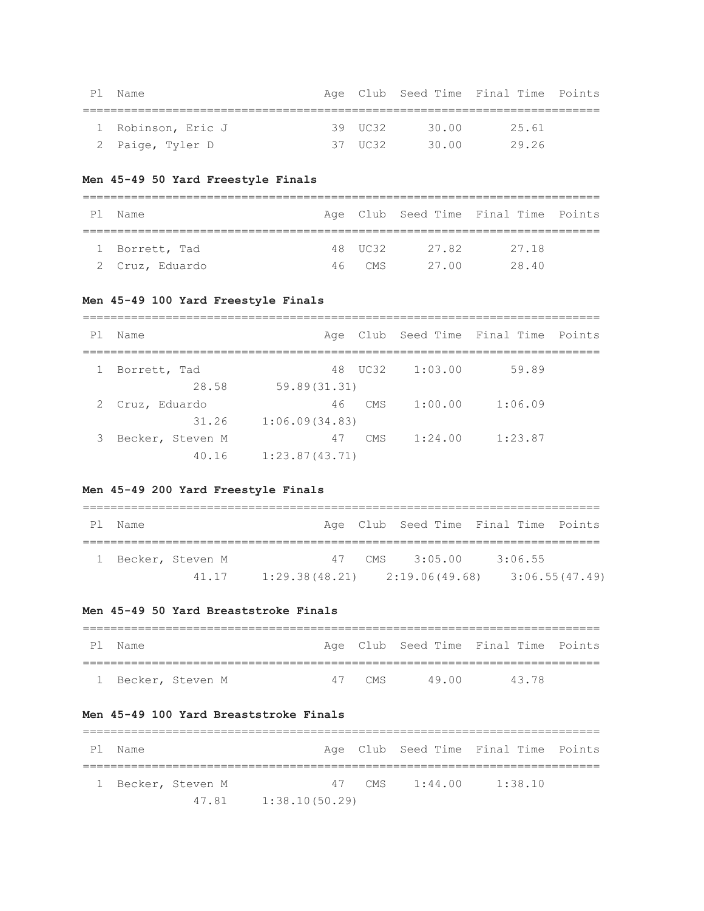| Pl | Name | Age | Club | Seed Time | Final Time | Points |
|---|---|---|---|---|---|---|
| 1 | Robinson, Eric J | 39 | UC32 | 30.00 | 25.61 | |
| 2 | Paige, Tyler D | 37 | UC32 | 30.00 | 29.26 | |

### Men 45-49 50 Yard Freestyle Finals

| Pl | Name | Age | Club | Seed Time | Final Time | Points |
|---|---|---|---|---|---|---|
| 1 | Borrett, Tad | 48 | UC32 | 27.82 | 27.18 | |
| 2 | Cruz, Eduardo | 46 | CMS | 27.00 | 28.40 | |

### Men 45-49 100 Yard Freestyle Finals

| Pl | Name | Age | Club | Seed Time | Final Time | Points |
|---|---|---|---|---|---|---|
| 1 | Borrett, Tad | 48 | UC32 | 1:03.00 | 59.89 | |
| | 28.58 | 59.89 (31.31) | | | | |
| 2 | Cruz, Eduardo | 46 | CMS | 1:00.00 | 1:06.09 | |
| | 31.26 | 1:06.09 (34.83) | | | | |
| 3 | Becker, Steven M | 47 | CMS | 1:24.00 | 1:23.87 | |
| | 40.16 | 1:23.87 (43.71) | | | | |

### Men 45-49 200 Yard Freestyle Finals

| Pl | Name | Age | Club | Seed Time | Final Time | Points |
|---|---|---|---|---|---|---|
| 1 | Becker, Steven M | 47 | CMS | 3:05.00 | 3:06.55 | |
| | 41.17 | 1:29.38 (48.21) | 2:19.06 (49.68) | | 3:06.55 (47.49) | |

### Men 45-49 50 Yard Breaststroke Finals

| Pl | Name | Age | Club | Seed Time | Final Time | Points |
|---|---|---|---|---|---|---|
| 1 | Becker, Steven M | 47 | CMS | 49.00 | 43.78 | |

### Men 45-49 100 Yard Breaststroke Finals

| Pl | Name | Age | Club | Seed Time | Final Time | Points |
|---|---|---|---|---|---|---|
| 1 | Becker, Steven M | 47 | CMS | 1:44.00 | 1:38.10 | |
| | 47.81 | 1:38.10 (50.29) | | | | |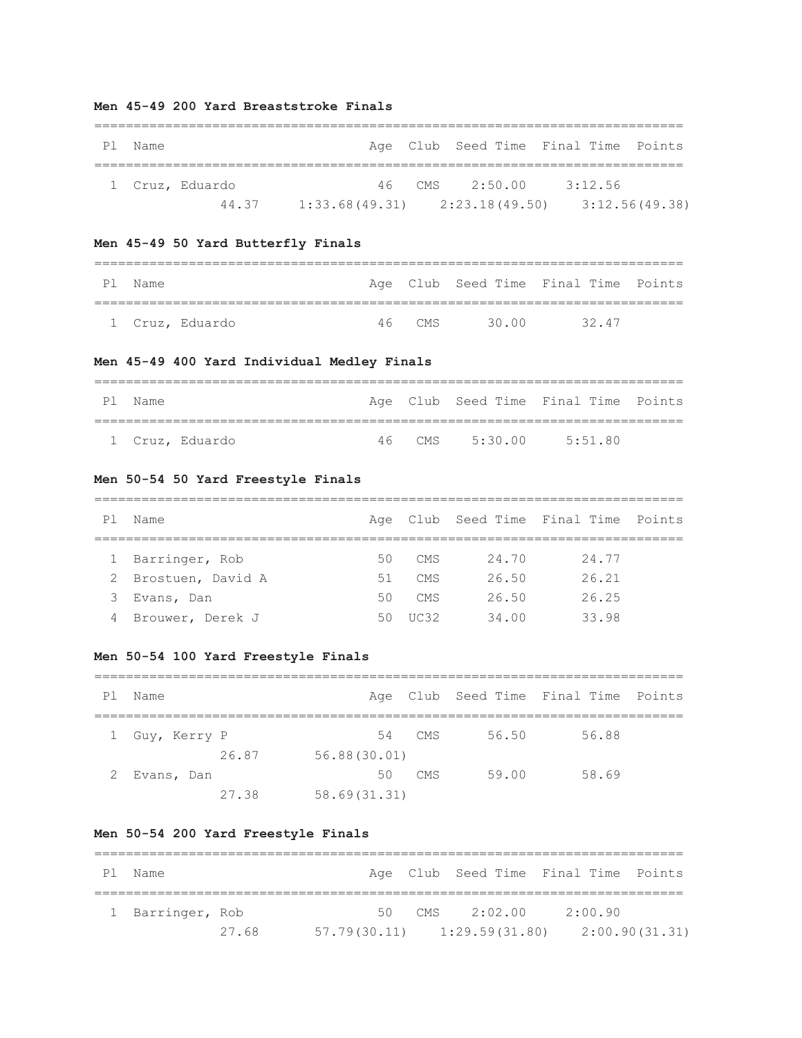**Men 45-49 200 Yard Breaststroke Finals**

| Pl | Name | Age | Club | Seed Time | Final Time | Points |
|---|---|---|---|---|---|---|
| 1 | Cruz, Eduardo | 46 | CMS | 2:50.00 | 3:12.56 | |
| | 44.37 1:33.68(49.31) 2:23.18(49.50) 3:12.56(49.38) | | | | | |

**Men 45-49 50 Yard Butterfly Finals**

| Pl | Name | Age | Club | Seed Time | Final Time | Points |
|---|---|---|---|---|---|---|
| 1 | Cruz, Eduardo | 46 | CMS | 30.00 | 32.47 | |

**Men 45-49 400 Yard Individual Medley Finals**

| Pl | Name | Age | Club | Seed Time | Final Time | Points |
|---|---|---|---|---|---|---|
| 1 | Cruz, Eduardo | 46 | CMS | 5:30.00 | 5:51.80 | |

**Men 50-54 50 Yard Freestyle Finals**

| Pl | Name | Age | Club | Seed Time | Final Time | Points |
|---|---|---|---|---|---|---|
| 1 | Barringer, Rob | 50 | CMS | 24.70 | 24.77 | |
| 2 | Brostuen, David A | 51 | CMS | 26.50 | 26.21 | |
| 3 | Evans, Dan | 50 | CMS | 26.50 | 26.25 | |
| 4 | Brouwer, Derek J | 50 | UC32 | 34.00 | 33.98 | |

**Men 50-54 100 Yard Freestyle Finals**

| Pl | Name | Age | Club | Seed Time | Final Time | Points |
|---|---|---|---|---|---|---|
| 1 | Guy, Kerry P | 54 | CMS | 56.50 | 56.88 | |
| | 26.87 56.88(30.01) | | | | | |
| 2 | Evans, Dan | 50 | CMS | 59.00 | 58.69 | |
| | 27.38 58.69(31.31) | | | | | |

**Men 50-54 200 Yard Freestyle Finals**

| Pl | Name | Age | Club | Seed Time | Final Time | Points |
|---|---|---|---|---|---|---|
| 1 | Barringer, Rob | 50 | CMS | 2:02.00 | 2:00.90 | |
| | 27.68 57.79(30.11) 1:29.59(31.80) 2:00.90(31.31) | | | | | |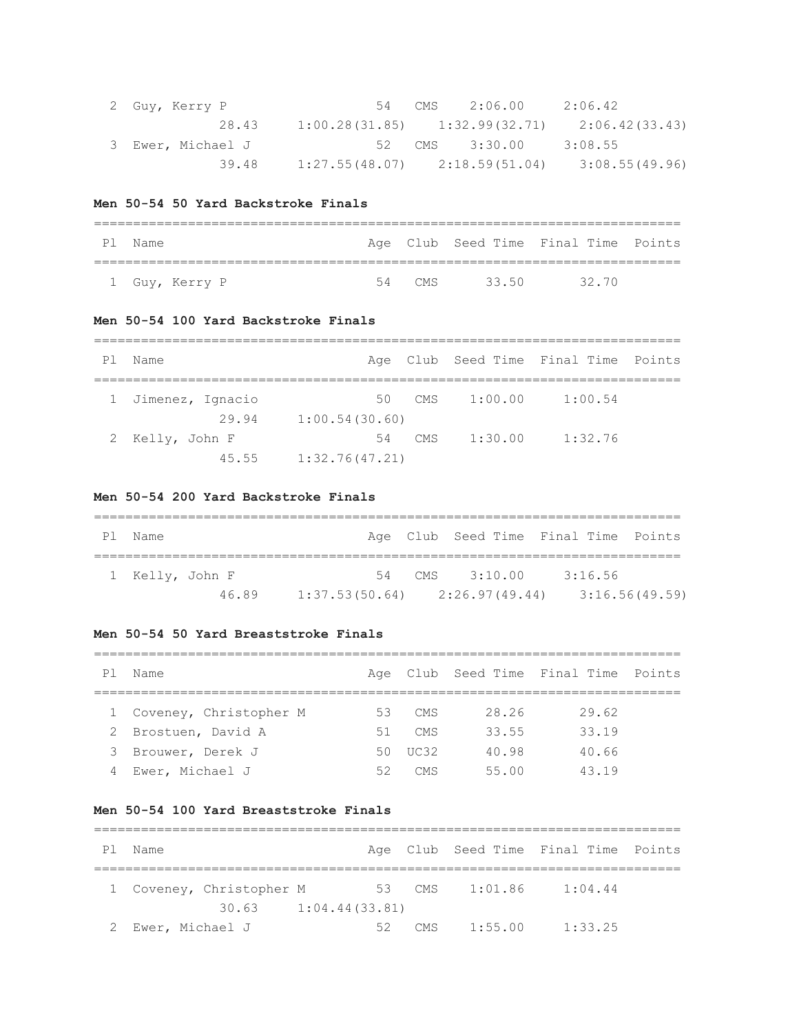| Pl | Name | Age | Club | Seed Time | Final Time | Points |
|---|---|---|---|---|---|---|
| 2 | Guy, Kerry P | 54 | CMS | 2:06.00 | 2:06.42 | |
| | 28.43 1:00.28(31.85) 1:32.99(32.71) 2:06.42(33.43) | | | | | |
| 3 | Ewer, Michael J | 52 | CMS | 3:30.00 | 3:08.55 | |
| | 39.48 1:27.55(48.07) 2:18.59(51.04) 3:08.55(49.96) | | | | | |

**Men 50-54 50 Yard Backstroke Finals**

| Pl | Name | Age | Club | Seed Time | Final Time | Points |
|---|---|---|---|---|---|---|
| 1 | Guy, Kerry P | 54 | CMS | 33.50 | 32.70 | |

**Men 50-54 100 Yard Backstroke Finals**

| Pl | Name | Age | Club | Seed Time | Final Time | Points |
|---|---|---|---|---|---|---|
| 1 | Jimenez, Ignacio | 50 | CMS | 1:00.00 | 1:00.54 | |
| | 29.94 1:00.54(30.60) | | | | | |
| 2 | Kelly, John F | 54 | CMS | 1:30.00 | 1:32.76 | |
| | 45.55 1:32.76(47.21) | | | | | |

**Men 50-54 200 Yard Backstroke Finals**

| Pl | Name | Age | Club | Seed Time | Final Time | Points |
|---|---|---|---|---|---|---|
| 1 | Kelly, John F | 54 | CMS | 3:10.00 | 3:16.56 | |
| | 46.89 1:37.53(50.64) 2:26.97(49.44) 3:16.56(49.59) | | | | | |

**Men 50-54 50 Yard Breaststroke Finals**

| Pl | Name | Age | Club | Seed Time | Final Time | Points |
|---|---|---|---|---|---|---|
| 1 | Coveney, Christopher M | 53 | CMS | 28.26 | 29.62 | |
| 2 | Brostuen, David A | 51 | CMS | 33.55 | 33.19 | |
| 3 | Brouwer, Derek J | 50 | UC32 | 40.98 | 40.66 | |
| 4 | Ewer, Michael J | 52 | CMS | 55.00 | 43.19 | |

**Men 50-54 100 Yard Breaststroke Finals**

| Pl | Name | Age | Club | Seed Time | Final Time | Points |
|---|---|---|---|---|---|---|
| 1 | Coveney, Christopher M | 53 | CMS | 1:01.86 | 1:04.44 | |
| | 30.63 1:04.44(33.81) | | | | | |
| 2 | Ewer, Michael J | 52 | CMS | 1:55.00 | 1:33.25 | |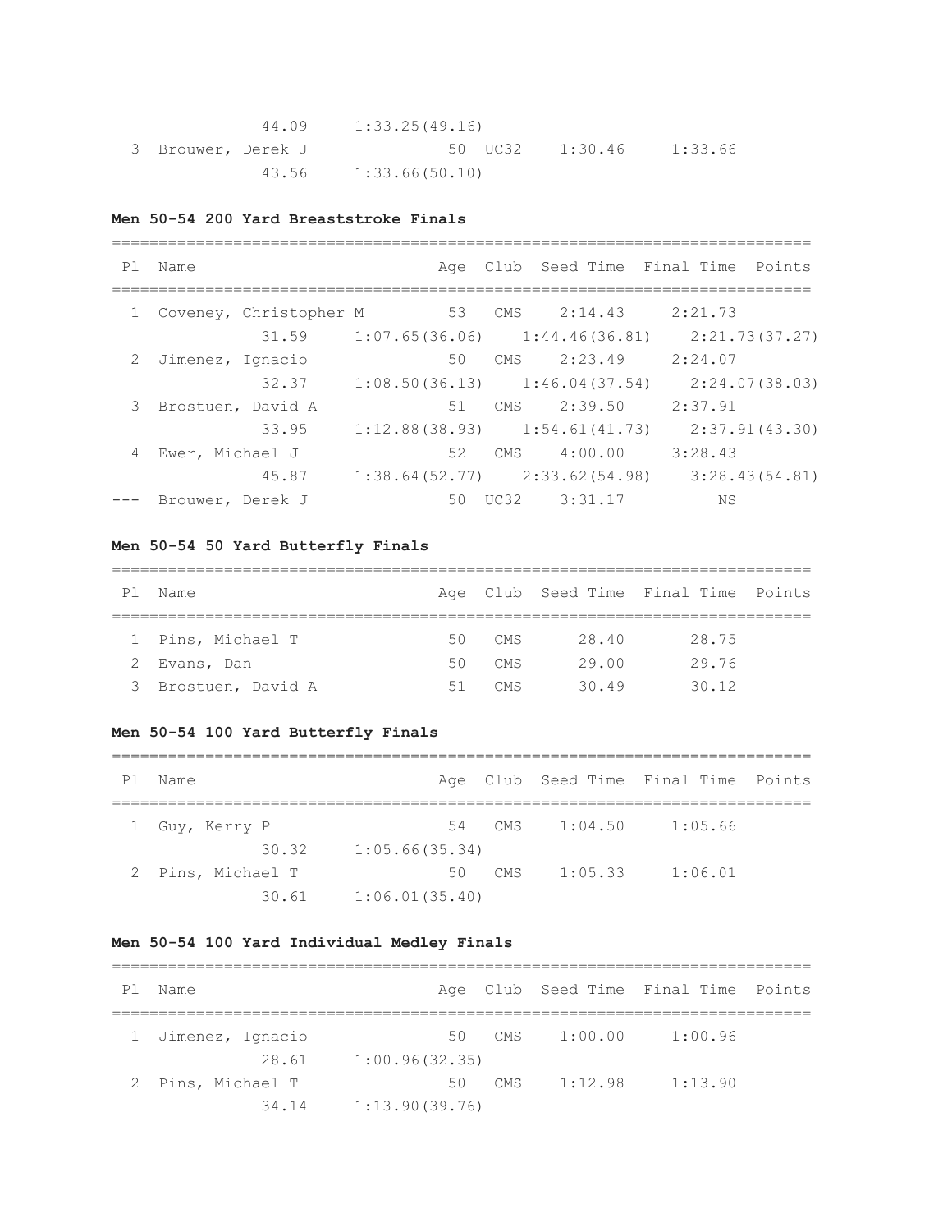| | | | | | | |
|---|---|---|---|---|---|---|
| | 44.09 | 1:33.25(49.16) | | | | |
| 3 | Brouwer, Derek J | 50 | UC32 | 1:30.46 | 1:33.66 | |
| | 43.56 | 1:33.66(50.10) | | | | |

**Men 50-54 200 Yard Breaststroke Finals**

| Pl | Name | Age | Club | Seed Time | Final Time | Points |
|---|---|---|---|---|---|---|
| 1 | Coveney, Christopher M | 53 | CMS | 2:14.43 | 2:21.73 | |
| | 31.59 | 1:07.65(36.06) | 1:44.46(36.81) | 2:21.73(37.27) | | |
| 2 | Jimenez, Ignacio | 50 | CMS | 2:23.49 | 2:24.07 | |
| | 32.37 | 1:08.50(36.13) | 1:46.04(37.54) | 2:24.07(38.03) | | |
| 3 | Brostuen, David A | 51 | CMS | 2:39.50 | 2:37.91 | |
| | 33.95 | 1:12.88(38.93) | 1:54.61(41.73) | 2:37.91(43.30) | | |
| 4 | Ewer, Michael J | 52 | CMS | 4:00.00 | 3:28.43 | |
| | 45.87 | 1:38.64(52.77) | 2:33.62(54.98) | 3:28.43(54.81) | | |
| --- | Brouwer, Derek J | 50 | UC32 | 3:31.17 | NS | |

**Men 50-54 50 Yard Butterfly Finals**

| Pl | Name | Age | Club | Seed Time | Final Time | Points |
|---|---|---|---|---|---|---|
| 1 | Pins, Michael T | 50 | CMS | 28.40 | 28.75 | |
| 2 | Evans, Dan | 50 | CMS | 29.00 | 29.76 | |
| 3 | Brostuen, David A | 51 | CMS | 30.49 | 30.12 | |

**Men 50-54 100 Yard Butterfly Finals**

| Pl | Name | Age | Club | Seed Time | Final Time | Points |
|---|---|---|---|---|---|---|
| 1 | Guy, Kerry P | 54 | CMS | 1:04.50 | 1:05.66 | |
| | 30.32 | 1:05.66(35.34) | | | | |
| 2 | Pins, Michael T | 50 | CMS | 1:05.33 | 1:06.01 | |
| | 30.61 | 1:06.01(35.40) | | | | |

**Men 50-54 100 Yard Individual Medley Finals**

| Pl | Name | Age | Club | Seed Time | Final Time | Points |
|---|---|---|---|---|---|---|
| 1 | Jimenez, Ignacio | 50 | CMS | 1:00.00 | 1:00.96 | |
| | 28.61 | 1:00.96(32.35) | | | | |
| 2 | Pins, Michael T | 50 | CMS | 1:12.98 | 1:13.90 | |
| | 34.14 | 1:13.90(39.76) | | | | |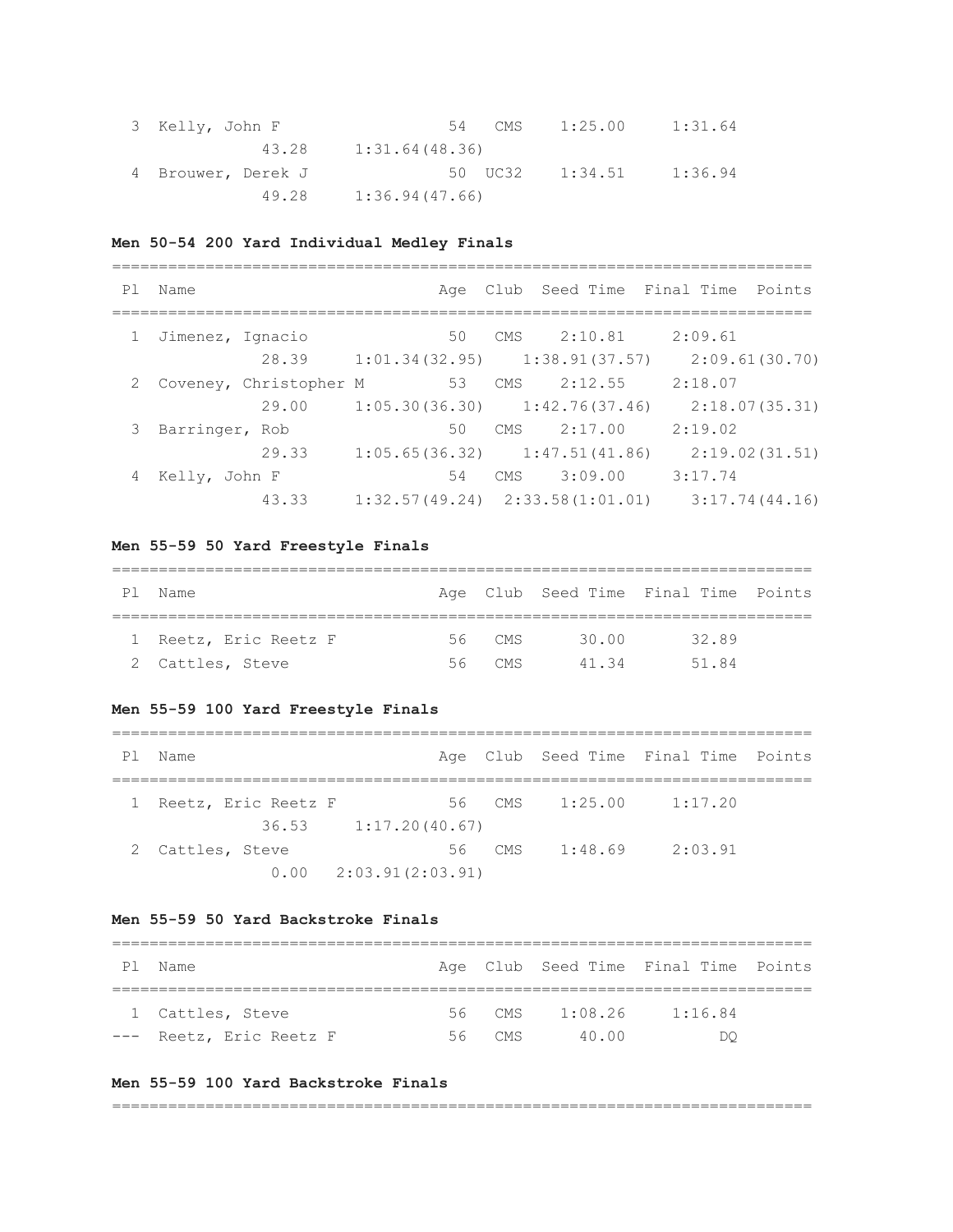| Pl | Name | Age | Club | Seed Time | Final Time | Points |
|---|---|---|---|---|---|---|
| 3 | Kelly, John F | 54 | CMS | 1:25.00 | 1:31.64 | |
| | 43.28 1:31.64(48.36) | | | | | |
| 4 | Brouwer, Derek J | 50 | UC32 | 1:34.51 | 1:36.94 | |
| | 49.28 1:36.94(47.66) | | | | | |

**Men 50-54 200 Yard Individual Medley Finals**

| Pl | Name | Age | Club | Seed Time | Final Time | Points |
|---|---|---|---|---|---|---|
| 1 | Jimenez, Ignacio | 50 | CMS | 2:10.81 | 2:09.61 | |
| | 28.39 1:01.34(32.95) 1:38.91(37.57) 2:09.61(30.70) | | | | | |
| 2 | Coveney, Christopher M | 53 | CMS | 2:12.55 | 2:18.07 | |
| | 29.00 1:05.30(36.30) 1:42.76(37.46) 2:18.07(35.31) | | | | | |
| 3 | Barringer, Rob | 50 | CMS | 2:17.00 | 2:19.02 | |
| | 29.33 1:05.65(36.32) 1:47.51(41.86) 2:19.02(31.51) | | | | | |
| 4 | Kelly, John F | 54 | CMS | 3:09.00 | 3:17.74 | |
| | 43.33 1:32.57(49.24) 2:33.58(1:01.01) 3:17.74(44.16) | | | | | |

**Men 55-59 50 Yard Freestyle Finals**

| Pl | Name | Age | Club | Seed Time | Final Time | Points |
|---|---|---|---|---|---|---|
| 1 | Reetz, Eric Reetz F | 56 | CMS | 30.00 | 32.89 | |
| 2 | Cattles, Steve | 56 | CMS | 41.34 | 51.84 | |

**Men 55-59 100 Yard Freestyle Finals**

| Pl | Name | Age | Club | Seed Time | Final Time | Points |
|---|---|---|---|---|---|---|
| 1 | Reetz, Eric Reetz F | 56 | CMS | 1:25.00 | 1:17.20 | |
| | 36.53 1:17.20(40.67) | | | | | |
| 2 | Cattles, Steve | 56 | CMS | 1:48.69 | 2:03.91 | |
| | 0.00 2:03.91(2:03.91) | | | | | |

**Men 55-59 50 Yard Backstroke Finals**

| Pl | Name | Age | Club | Seed Time | Final Time | Points |
|---|---|---|---|---|---|---|
| 1 | Cattles, Steve | 56 | CMS | 1:08.26 | 1:16.84 | |
| --- | Reetz, Eric Reetz F | 56 | CMS | 40.00 | DQ | |

**Men 55-59 100 Yard Backstroke Finals**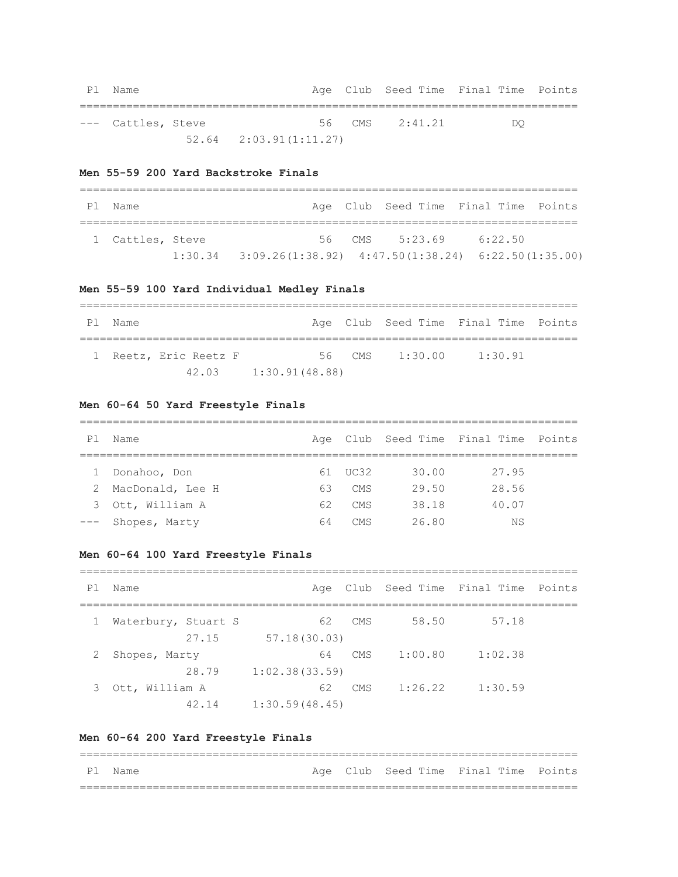| Pl | Name | Age | Club | Seed Time | Final Time | Points |
|---|---|---|---|---|---|---|
| --- | Cattles, Steve | 56 | CMS | 2:41.21 | DQ | |
| | 52.64 2:03.91(1:11.27) | | | | | |

**Men 55-59 200 Yard Backstroke Finals**

| Pl | Name | Age | Club | Seed Time | Final Time | Points |
|---|---|---|---|---|---|---|
| 1 | Cattles, Steve | 56 | CMS | 5:23.69 | 6:22.50 | |
| | 1:30.34 3:09.26(1:38.92) 4:47.50(1:38.24) 6:22.50(1:35.00) | | | | | |

**Men 55-59 100 Yard Individual Medley Finals**

| Pl | Name | Age | Club | Seed Time | Final Time | Points |
|---|---|---|---|---|---|---|
| 1 | Reetz, Eric Reetz F | 56 | CMS | 1:30.00 | 1:30.91 | |
| | 42.03 1:30.91(48.88) | | | | | |

**Men 60-64 50 Yard Freestyle Finals**

| Pl | Name | Age | Club | Seed Time | Final Time | Points |
|---|---|---|---|---|---|---|
| 1 | Donahoo, Don | 61 | UC32 | 30.00 | 27.95 | |
| 2 | MacDonald, Lee H | 63 | CMS | 29.50 | 28.56 | |
| 3 | Ott, William A | 62 | CMS | 38.18 | 40.07 | |
| --- | Shopes, Marty | 64 | CMS | 26.80 | NS | |

**Men 60-64 100 Yard Freestyle Finals**

| Pl | Name | Age | Club | Seed Time | Final Time | Points |
|---|---|---|---|---|---|---|
| 1 | Waterbury, Stuart S | 62 | CMS | 58.50 | 57.18 | |
| | 27.15 57.18(30.03) | | | | | |
| 2 | Shopes, Marty | 64 | CMS | 1:00.80 | 1:02.38 | |
| | 28.79 1:02.38(33.59) | | | | | |
| 3 | Ott, William A | 62 | CMS | 1:26.22 | 1:30.59 | |
| | 42.14 1:30.59(48.45) | | | | | |

**Men 60-64 200 Yard Freestyle Finals**

| Pl | Name | Age | Club | Seed Time | Final Time | Points |
|---|---|---|---|---|---|---|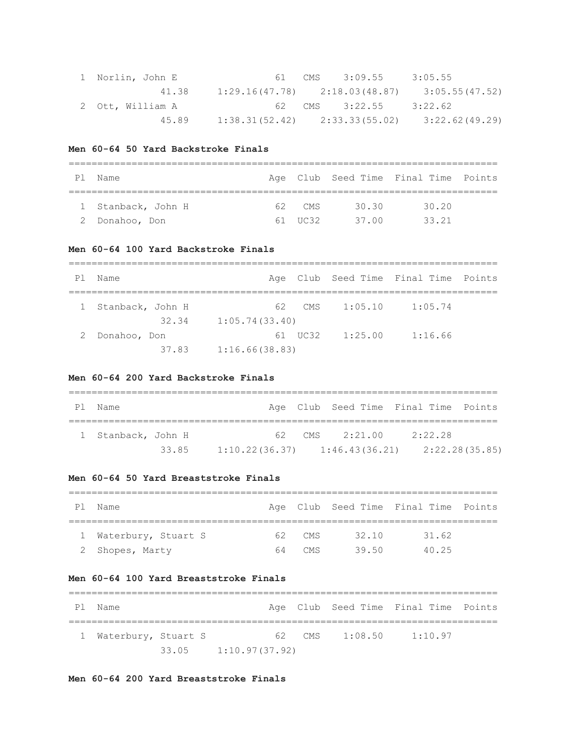| Pl | Name | Age | Club | Seed Time | Final Time | Points |
|---|---|---|---|---|---|---|
| 1 | Norlin, John E | 61 | CMS | 3:09.55 | 3:05.55 | |
| | 41.38 1:29.16(47.78) 2:18.03(48.87) 3:05.55(47.52) | | | | | |
| 2 | Ott, William A | 62 | CMS | 3:22.55 | 3:22.62 | |
| | 45.89 1:38.31(52.42) 2:33.33(55.02) 3:22.62(49.29) | | | | | |

**Men 60-64 50 Yard Backstroke Finals**

| Pl | Name | Age | Club | Seed Time | Final Time | Points |
|---|---|---|---|---|---|---|
| 1 | Stanback, John H | 62 | CMS | 30.30 | 30.20 | |
| 2 | Donahoo, Don | 61 | UC32 | 37.00 | 33.21 | |

**Men 60-64 100 Yard Backstroke Finals**

| Pl | Name | Age | Club | Seed Time | Final Time | Points |
|---|---|---|---|---|---|---|
| 1 | Stanback, John H | 62 | CMS | 1:05.10 | 1:05.74 | |
| | 32.34 1:05.74(33.40) | | | | | |
| 2 | Donahoo, Don | 61 | UC32 | 1:25.00 | 1:16.66 | |
| | 37.83 1:16.66(38.83) | | | | | |

**Men 60-64 200 Yard Backstroke Finals**

| Pl | Name | Age | Club | Seed Time | Final Time | Points |
|---|---|---|---|---|---|---|
| 1 | Stanback, John H | 62 | CMS | 2:21.00 | 2:22.28 | |
| | 33.85 1:10.22(36.37) 1:46.43(36.21) 2:22.28(35.85) | | | | | |

**Men 60-64 50 Yard Breaststroke Finals**

| Pl | Name | Age | Club | Seed Time | Final Time | Points |
|---|---|---|---|---|---|---|
| 1 | Waterbury, Stuart S | 62 | CMS | 32.10 | 31.62 | |
| 2 | Shopes, Marty | 64 | CMS | 39.50 | 40.25 | |

**Men 60-64 100 Yard Breaststroke Finals**

| Pl | Name | Age | Club | Seed Time | Final Time | Points |
|---|---|---|---|---|---|---|
| 1 | Waterbury, Stuart S | 62 | CMS | 1:08.50 | 1:10.97 | |
| | 33.05 1:10.97(37.92) | | | | | |

**Men 60-64 200 Yard Breaststroke Finals**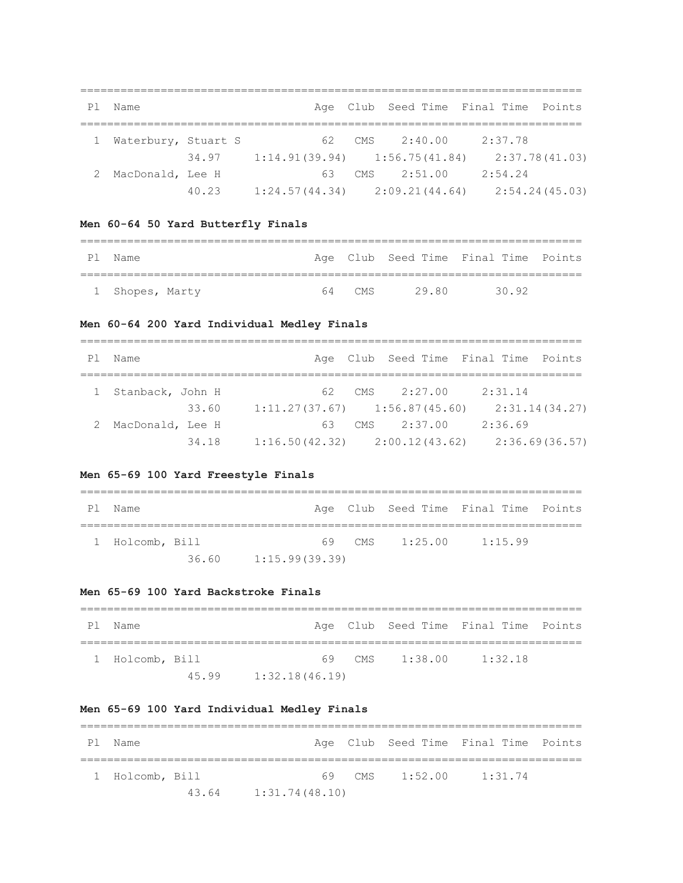| Pl | Name | Age | Club | Seed Time | Final Time | Points |
|---|---|---|---|---|---|---|
| 1 | Waterbury, Stuart S | 62 | CMS | 2:40.00 | 2:37.78 | |
| | 34.97 1:14.91(39.94) 1:56.75(41.84) 2:37.78(41.03) | | | | | |
| 2 | MacDonald, Lee H | 63 | CMS | 2:51.00 | 2:54.24 | |
| | 40.23 1:24.57(44.34) 2:09.21(44.64) 2:54.24(45.03) | | | | | |

**Men 60-64 50 Yard Butterfly Finals**

| Pl | Name | Age | Club | Seed Time | Final Time | Points |
|---|---|---|---|---|---|---|
| 1 | Shopes, Marty | 64 | CMS | 29.80 | 30.92 | |

**Men 60-64 200 Yard Individual Medley Finals**

| Pl | Name | Age | Club | Seed Time | Final Time | Points |
|---|---|---|---|---|---|---|
| 1 | Stanback, John H | 62 | CMS | 2:27.00 | 2:31.14 | |
| | 33.60 1:11.27(37.67) 1:56.87(45.60) 2:31.14(34.27) | | | | | |
| 2 | MacDonald, Lee H | 63 | CMS | 2:37.00 | 2:36.69 | |
| | 34.18 1:16.50(42.32) 2:00.12(43.62) 2:36.69(36.57) | | | | | |

**Men 65-69 100 Yard Freestyle Finals**

| Pl | Name | Age | Club | Seed Time | Final Time | Points |
|---|---|---|---|---|---|---|
| 1 | Holcomb, Bill | 69 | CMS | 1:25.00 | 1:15.99 | |
| | 36.60 1:15.99(39.39) | | | | | |

**Men 65-69 100 Yard Backstroke Finals**

| Pl | Name | Age | Club | Seed Time | Final Time | Points |
|---|---|---|---|---|---|---|
| 1 | Holcomb, Bill | 69 | CMS | 1:38.00 | 1:32.18 | |
| | 45.99 1:32.18(46.19) | | | | | |

**Men 65-69 100 Yard Individual Medley Finals**

| Pl | Name | Age | Club | Seed Time | Final Time | Points |
|---|---|---|---|---|---|---|
| 1 | Holcomb, Bill | 69 | CMS | 1:52.00 | 1:31.74 | |
| | 43.64 1:31.74(48.10) | | | | | |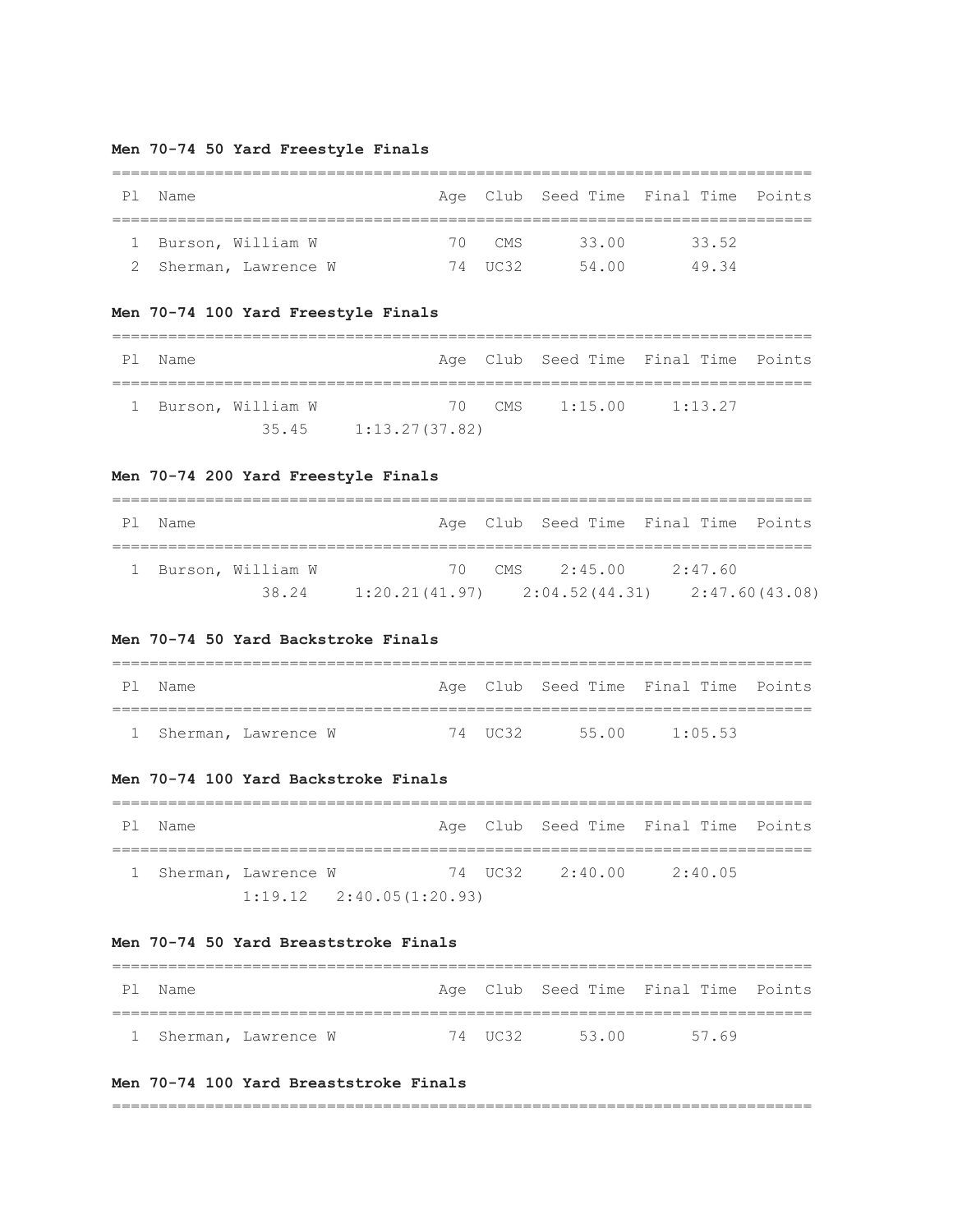**Men 70-74 50 Yard Freestyle Finals**

| Pl | Name | Age | Club | Seed Time | Final Time | Points |
|---|---|---|---|---|---|---|
| 1 | Burson, William W | 70 | CMS | 33.00 | 33.52 | |
| 2 | Sherman, Lawrence W | 74 | UC32 | 54.00 | 49.34 | |

**Men 70-74 100 Yard Freestyle Finals**

| Pl | Name | Age | Club | Seed Time | Final Time | Points |
|---|---|---|---|---|---|---|
| 1 | Burson, William W | 70 | CMS | 1:15.00 | 1:13.27 | |
| | 35.45 1:13.27(37.82) | | | | | |

**Men 70-74 200 Yard Freestyle Finals**

| Pl | Name | Age | Club | Seed Time | Final Time | Points |
|---|---|---|---|---|---|---|
| 1 | Burson, William W | 70 | CMS | 2:45.00 | 2:47.60 | |
| | 38.24 1:20.21(41.97) 2:04.52(44.31) 2:47.60(43.08) | | | | | |

**Men 70-74 50 Yard Backstroke Finals**

| Pl | Name | Age | Club | Seed Time | Final Time | Points |
|---|---|---|---|---|---|---|
| 1 | Sherman, Lawrence W | 74 | UC32 | 55.00 | 1:05.53 | |

**Men 70-74 100 Yard Backstroke Finals**

| Pl | Name | Age | Club | Seed Time | Final Time | Points |
|---|---|---|---|---|---|---|
| 1 | Sherman, Lawrence W | 74 | UC32 | 2:40.00 | 2:40.05 | |
| | 1:19.12 2:40.05(1:20.93) | | | | | |

**Men 70-74 50 Yard Breaststroke Finals**

| Pl | Name | Age | Club | Seed Time | Final Time | Points |
|---|---|---|---|---|---|---|
| 1 | Sherman, Lawrence W | 74 | UC32 | 53.00 | 57.69 | |

**Men 70-74 100 Yard Breaststroke Finals**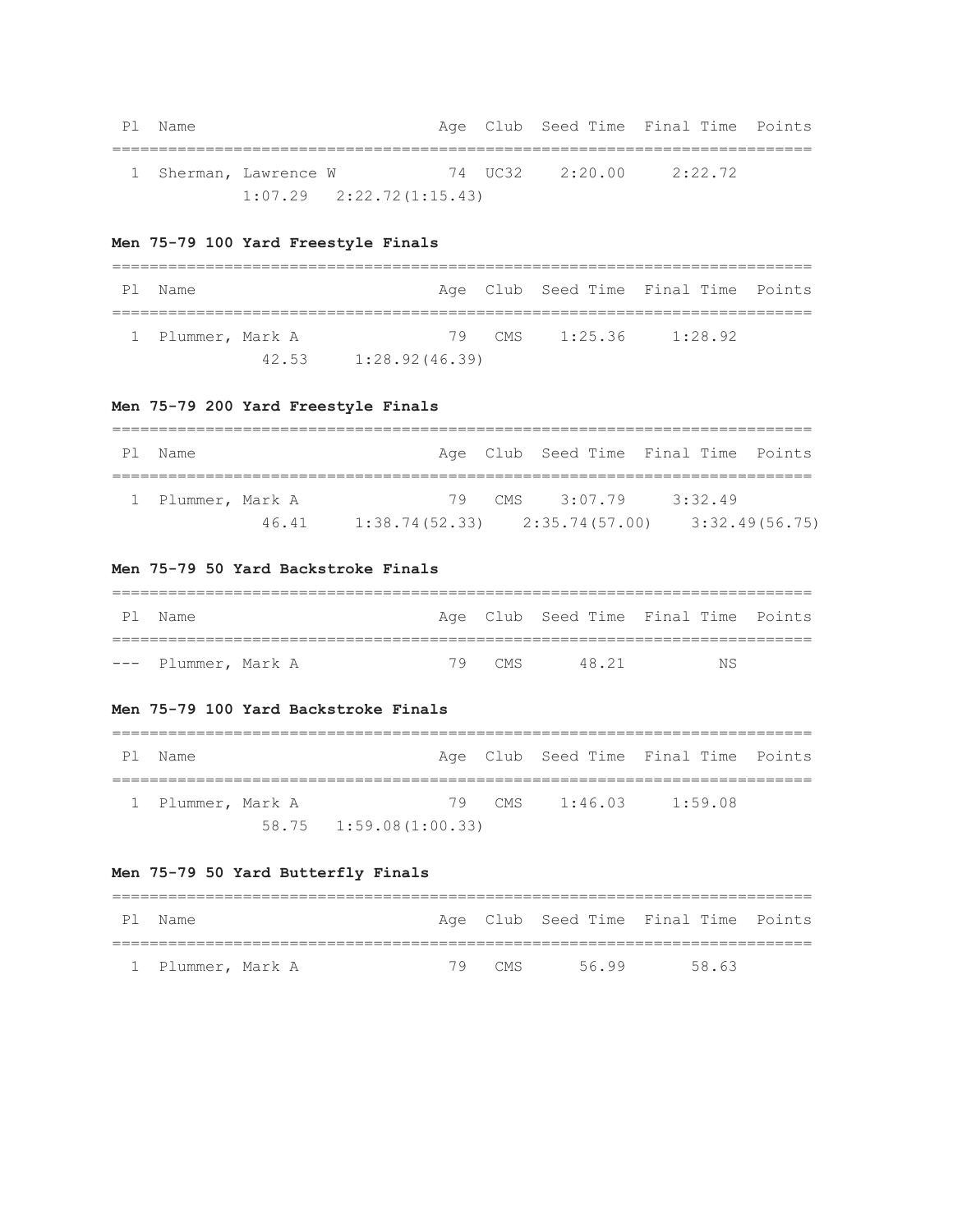| Pl | Name | Age | Club | Seed Time | Final Time | Points |
|---|---|---|---|---|---|---|
| 1 | Sherman, Lawrence W | 74 | UC32 | 2:20.00 | 2:22.72 | |
| | 1:07.29 2:22.72(1:15.43) | | | | | |

**Men 75-79 100 Yard Freestyle Finals**

| Pl | Name | Age | Club | Seed Time | Final Time | Points |
|---|---|---|---|---|---|---|
| 1 | Plummer, Mark A | 79 | CMS | 1:25.36 | 1:28.92 | |
| | 42.53 1:28.92(46.39) | | | | | |

**Men 75-79 200 Yard Freestyle Finals**

| Pl | Name | Age | Club | Seed Time | Final Time | Points |
|---|---|---|---|---|---|---|
| 1 | Plummer, Mark A | 79 | CMS | 3:07.79 | 3:32.49 | |
| | 46.41 1:38.74(52.33) 2:35.74(57.00) 3:32.49(56.75) | | | | | |

**Men 75-79 50 Yard Backstroke Finals**

| Pl | Name | Age | Club | Seed Time | Final Time | Points |
|---|---|---|---|---|---|---|
| --- | Plummer, Mark A | 79 | CMS | 48.21 | NS | |

**Men 75-79 100 Yard Backstroke Finals**

| Pl | Name | Age | Club | Seed Time | Final Time | Points |
|---|---|---|---|---|---|---|
| 1 | Plummer, Mark A | 79 | CMS | 1:46.03 | 1:59.08 | |
| | 58.75 1:59.08(1:00.33) | | | | | |

**Men 75-79 50 Yard Butterfly Finals**

| Pl | Name | Age | Club | Seed Time | Final Time | Points |
|---|---|---|---|---|---|---|
| 1 | Plummer, Mark A | 79 | CMS | 56.99 | 58.63 | |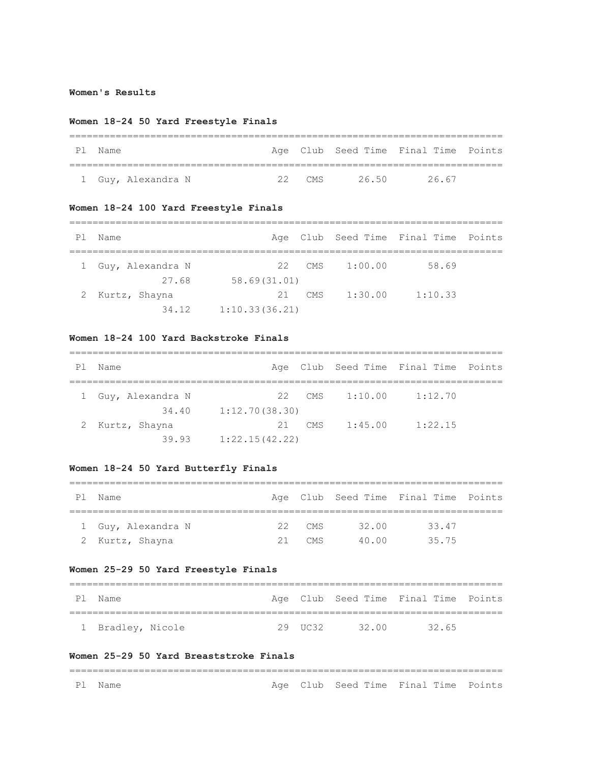**Women's Results**

**Women 18-24 50 Yard Freestyle Finals**

| Pl | Name | Age | Club | Seed Time | Final Time | Points |
|---|---|---|---|---|---|---|
| 1 | Guy, Alexandra N | 22 | CMS | 26.50 | 26.67 | |

**Women 18-24 100 Yard Freestyle Finals**

| Pl | Name | Age | Club | Seed Time | Final Time | Points |
|---|---|---|---|---|---|---|
| 1 | Guy, Alexandra N | 22 | CMS | 1:00.00 | 58.69 | |
| | 27.68 58.69(31.01) | | | | | |
| 2 | Kurtz, Shayna | 21 | CMS | 1:30.00 | 1:10.33 | |
| | 34.12 1:10.33(36.21) | | | | | |

**Women 18-24 100 Yard Backstroke Finals**

| Pl | Name | Age | Club | Seed Time | Final Time | Points |
|---|---|---|---|---|---|---|
| 1 | Guy, Alexandra N | 22 | CMS | 1:10.00 | 1:12.70 | |
| | 34.40 1:12.70(38.30) | | | | | |
| 2 | Kurtz, Shayna | 21 | CMS | 1:45.00 | 1:22.15 | |
| | 39.93 1:22.15(42.22) | | | | | |

**Women 18-24 50 Yard Butterfly Finals**

| Pl | Name | Age | Club | Seed Time | Final Time | Points |
|---|---|---|---|---|---|---|
| 1 | Guy, Alexandra N | 22 | CMS | 32.00 | 33.47 | |
| 2 | Kurtz, Shayna | 21 | CMS | 40.00 | 35.75 | |

**Women 25-29 50 Yard Freestyle Finals**

| Pl | Name | Age | Club | Seed Time | Final Time | Points |
|---|---|---|---|---|---|---|
| 1 | Bradley, Nicole | 29 | UC32 | 32.00 | 32.65 | |

**Women 25-29 50 Yard Breaststroke Finals**

| Pl | Name | Age | Club | Seed Time | Final Time | Points |
|---|---|---|---|---|---|---|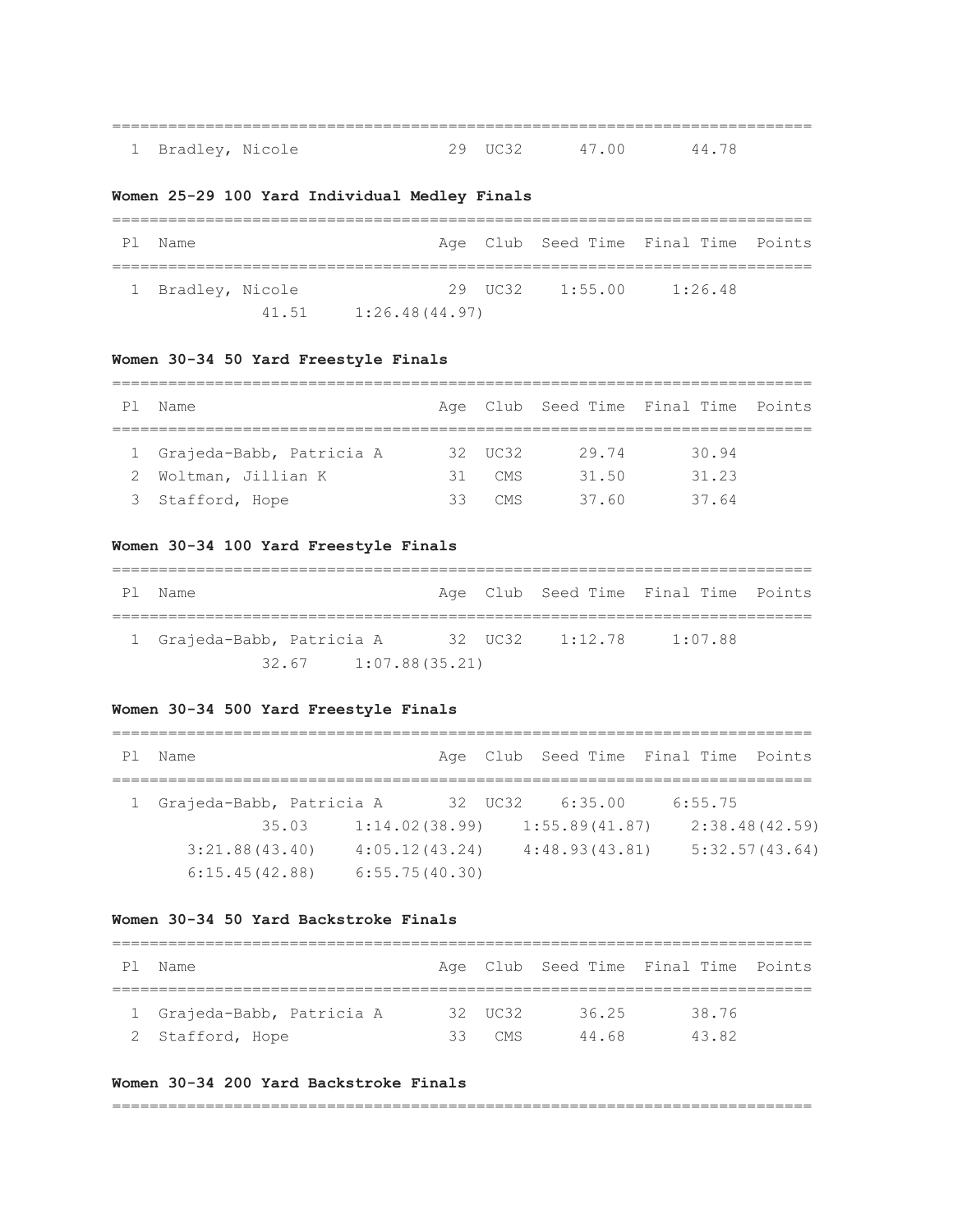| | | | | | | |
|---|---|---|---|---|---|---|
| 1 | Bradley, Nicole | 29 | UC32 | 47.00 | 44.78 | |

**Women 25-29 100 Yard Individual Medley Finals**

| Pl | Name | Age | Club | Seed Time | Final Time | Points |
|---|---|---|---|---|---|---|
| 1 | Bradley, Nicole | 29 | UC32 | 1:55.00 | 1:26.48 | |
| | 41.51 1:26.48(44.97) | | | | | |

**Women 30-34 50 Yard Freestyle Finals**

| Pl | Name | Age | Club | Seed Time | Final Time | Points |
|---|---|---|---|---|---|---|
| 1 | Grajeda-Babb, Patricia A | 32 | UC32 | 29.74 | 30.94 | |
| 2 | Woltman, Jillian K | 31 | CMS | 31.50 | 31.23 | |
| 3 | Stafford, Hope | 33 | CMS | 37.60 | 37.64 | |

**Women 30-34 100 Yard Freestyle Finals**

| Pl | Name | Age | Club | Seed Time | Final Time | Points |
|---|---|---|---|---|---|---|
| 1 | Grajeda-Babb, Patricia A | 32 | UC32 | 1:12.78 | 1:07.88 | |
| | 32.67 1:07.88(35.21) | | | | | |

**Women 30-34 500 Yard Freestyle Finals**

| Pl | Name | Age | Club | Seed Time | Final Time | Points |
|---|---|---|---|---|---|---|
| 1 | Grajeda-Babb, Patricia A | 32 | UC32 | 6:35.00 | 6:55.75 | |
| | 35.03 1:14.02(38.99) 1:55.89(41.87) 2:38.48(42.59) | | | | | |
| | 3:21.88(43.40) 4:05.12(43.24) 4:48.93(43.81) 5:32.57(43.64) | | | | | |
| | 6:15.45(42.88) 6:55.75(40.30) | | | | | |

**Women 30-34 50 Yard Backstroke Finals**

| Pl | Name | Age | Club | Seed Time | Final Time | Points |
|---|---|---|---|---|---|---|
| 1 | Grajeda-Babb, Patricia A | 32 | UC32 | 36.25 | 38.76 | |
| 2 | Stafford, Hope | 33 | CMS | 44.68 | 43.82 | |

**Women 30-34 200 Yard Backstroke Finals**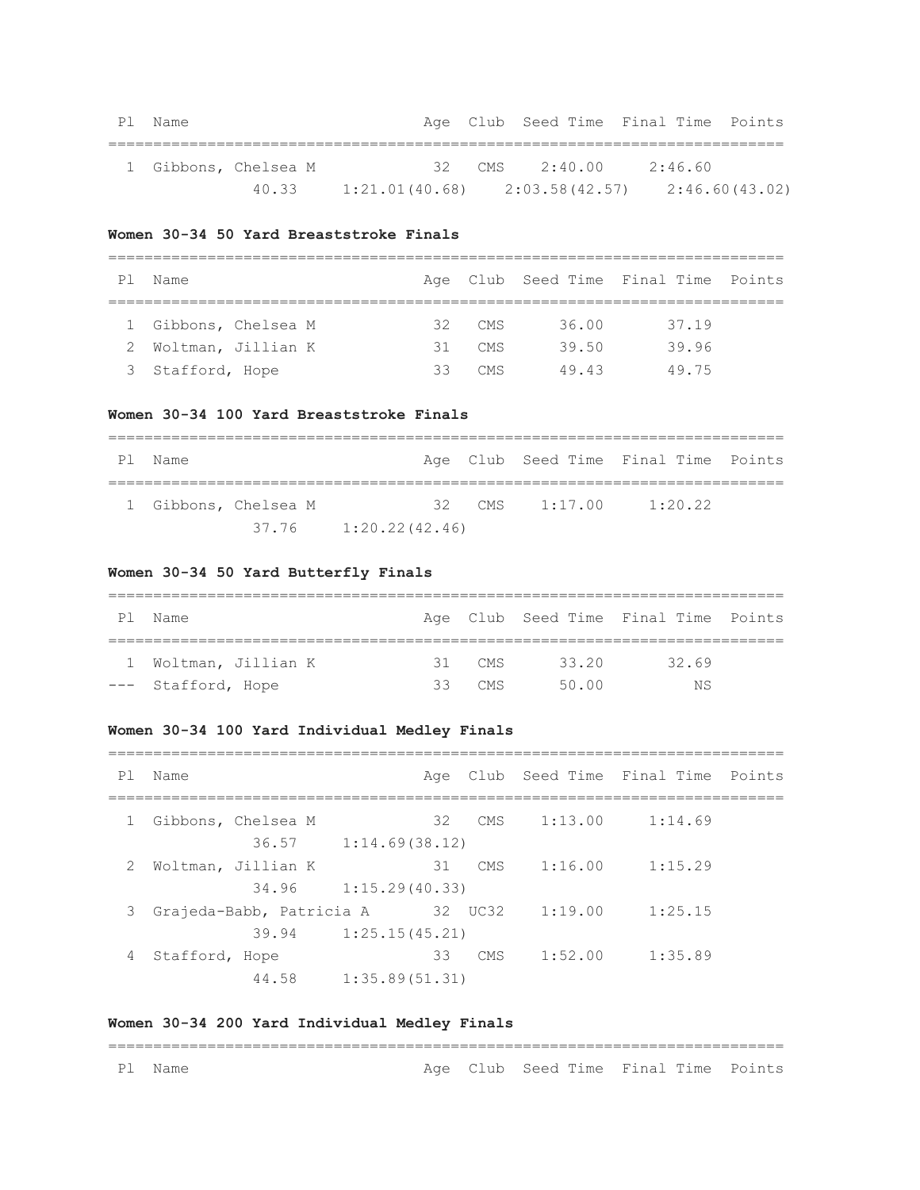| Pl | Name | Age | Club | Seed Time | Final Time | Points |
|---|---|---|---|---|---|---|
| 1 | Gibbons, Chelsea M | 32 | CMS | 2:40.00 | 2:46.60 | |
| | 40.33 1:21.01(40.68) 2:03.58(42.57) 2:46.60(43.02) | | | | | |

**Women 30-34 50 Yard Breaststroke Finals**

| Pl | Name | Age | Club | Seed Time | Final Time | Points |
|---|---|---|---|---|---|---|
| 1 | Gibbons, Chelsea M | 32 | CMS | 36.00 | 37.19 | |
| 2 | Woltman, Jillian K | 31 | CMS | 39.50 | 39.96 | |
| 3 | Stafford, Hope | 33 | CMS | 49.43 | 49.75 | |

**Women 30-34 100 Yard Breaststroke Finals**

| Pl | Name | Age | Club | Seed Time | Final Time | Points |
|---|---|---|---|---|---|---|
| 1 | Gibbons, Chelsea M | 32 | CMS | 1:17.00 | 1:20.22 | |
| | 37.76 1:20.22(42.46) | | | | | |

**Women 30-34 50 Yard Butterfly Finals**

| Pl | Name | Age | Club | Seed Time | Final Time | Points |
|---|---|---|---|---|---|---|
| 1 | Woltman, Jillian K | 31 | CMS | 33.20 | 32.69 | |
| --- | Stafford, Hope | 33 | CMS | 50.00 | NS | |

**Women 30-34 100 Yard Individual Medley Finals**

| Pl | Name | Age | Club | Seed Time | Final Time | Points |
|---|---|---|---|---|---|---|
| 1 | Gibbons, Chelsea M | 32 | CMS | 1:13.00 | 1:14.69 | |
| | 36.57 1:14.69(38.12) | | | | | |
| 2 | Woltman, Jillian K | 31 | CMS | 1:16.00 | 1:15.29 | |
| | 34.96 1:15.29(40.33) | | | | | |
| 3 | Grajeda-Babb, Patricia A | 32 | UC32 | 1:19.00 | 1:25.15 | |
| | 39.94 1:25.15(45.21) | | | | | |
| 4 | Stafford, Hope | 33 | CMS | 1:52.00 | 1:35.89 | |
| | 44.58 1:35.89(51.31) | | | | | |

**Women 30-34 200 Yard Individual Medley Finals**

| Pl | Name | Age | Club | Seed Time | Final Time | Points |
|---|---|---|---|---|---|---|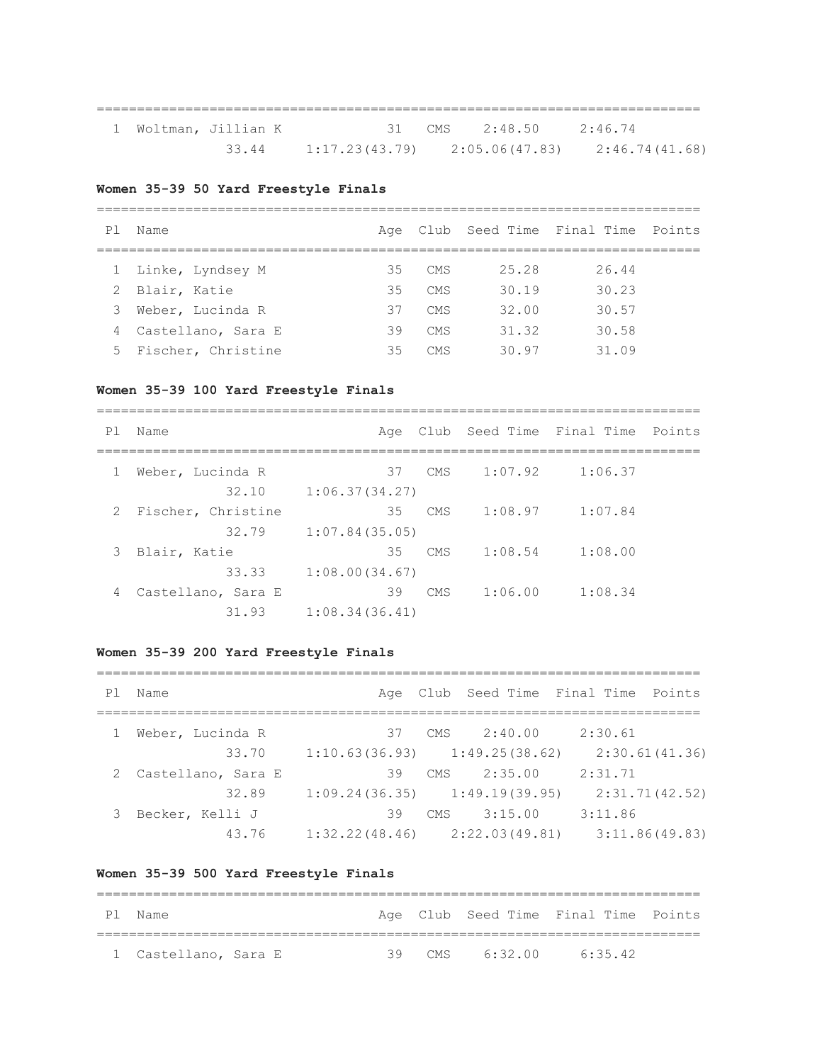| | | | | | | |
|---|---|---|---|---|---|---|
| 1 | Woltman, Jillian K | 31 | CMS | 2:48.50 | 2:46.74 | |
| | 33.44 | 1:17.23(43.79) | 2:05.06(47.83) | 2:46.74(41.68) | | |

**Women 35-39 50 Yard Freestyle Finals**

| Pl | Name | Age | Club | Seed Time | Final Time | Points |
|---|---|---|---|---|---|---|
| 1 | Linke, Lyndsey M | 35 | CMS | 25.28 | 26.44 | |
| 2 | Blair, Katie | 35 | CMS | 30.19 | 30.23 | |
| 3 | Weber, Lucinda R | 37 | CMS | 32.00 | 30.57 | |
| 4 | Castellano, Sara E | 39 | CMS | 31.32 | 30.58 | |
| 5 | Fischer, Christine | 35 | CMS | 30.97 | 31.09 | |

**Women 35-39 100 Yard Freestyle Finals**

| Pl | Name | Age | Club | Seed Time | Final Time | Points |
|---|---|---|---|---|---|---|
| 1 | Weber, Lucinda R | 37 | CMS | 1:07.92 | 1:06.37 | |
| | 32.10 | 1:06.37(34.27) | | | | |
| 2 | Fischer, Christine | 35 | CMS | 1:08.97 | 1:07.84 | |
| | 32.79 | 1:07.84(35.05) | | | | |
| 3 | Blair, Katie | 35 | CMS | 1:08.54 | 1:08.00 | |
| | 33.33 | 1:08.00(34.67) | | | | |
| 4 | Castellano, Sara E | 39 | CMS | 1:06.00 | 1:08.34 | |
| | 31.93 | 1:08.34(36.41) | | | | |

**Women 35-39 200 Yard Freestyle Finals**

| Pl | Name | Age | Club | Seed Time | Final Time | Points |
|---|---|---|---|---|---|---|
| 1 | Weber, Lucinda R | 37 | CMS | 2:40.00 | 2:30.61 | |
| | 33.70 | 1:10.63(36.93) | 1:49.25(38.62) | 2:30.61(41.36) | | |
| 2 | Castellano, Sara E | 39 | CMS | 2:35.00 | 2:31.71 | |
| | 32.89 | 1:09.24(36.35) | 1:49.19(39.95) | 2:31.71(42.52) | | |
| 3 | Becker, Kelli J | 39 | CMS | 3:15.00 | 3:11.86 | |
| | 43.76 | 1:32.22(48.46) | 2:22.03(49.81) | 3:11.86(49.83) | | |

**Women 35-39 500 Yard Freestyle Finals**

| Pl | Name | Age | Club | Seed Time | Final Time | Points |
|---|---|---|---|---|---|---|
| 1 | Castellano, Sara E | 39 | CMS | 6:32.00 | 6:35.42 | |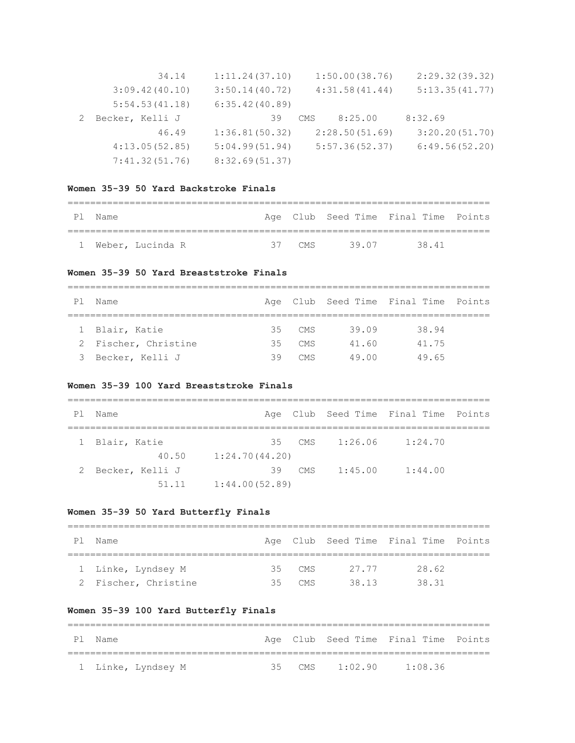```
           34.14     1:11.24(37.10)    1:50.00(38.76)    2:29.32(39.32)
      3:09.42(40.10)    3:50.14(40.72)    4:31.58(41.44)    5:13.35(41.77)
      5:54.53(41.18)    6:35.42(40.89)
  2 Becker, Kelli J              39  CMS     8:25.00     8:32.69
           46.49     1:36.81(50.32)    2:28.50(51.69)    3:20.20(51.70)
      4:13.05(52.85)    5:04.99(51.94)    5:57.36(52.37)    6:49.56(52.20)
      7:41.32(51.76)    8:32.69(51.37)
```

**Women 35-39 50 Yard Backstroke Finals**

| Pl | Name | Age | Club | Seed Time | Final Time | Points |
|---|---|---|---|---|---|---|
| 1 | Weber, Lucinda R | 37 | CMS | 39.07 | 38.41 | |

**Women 35-39 50 Yard Breaststroke Finals**

| Pl | Name | Age | Club | Seed Time | Final Time | Points |
|---|---|---|---|---|---|---|
| 1 | Blair, Katie | 35 | CMS | 39.09 | 38.94 | |
| 2 | Fischer, Christine | 35 | CMS | 41.60 | 41.75 | |
| 3 | Becker, Kelli J | 39 | CMS | 49.00 | 49.65 | |

**Women 35-39 100 Yard Breaststroke Finals**

| Pl | Name | Age | Club | Seed Time | Final Time | Points |
|---|---|---|---|---|---|---|
| 1 | Blair, Katie | 35 | CMS | 1:26.06 | 1:24.70 | |
| | 40.50 1:24.70(44.20) | | | | | |
| 2 | Becker, Kelli J | 39 | CMS | 1:45.00 | 1:44.00 | |
| | 51.11 1:44.00(52.89) | | | | | |

**Women 35-39 50 Yard Butterfly Finals**

| Pl | Name | Age | Club | Seed Time | Final Time | Points |
|---|---|---|---|---|---|---|
| 1 | Linke, Lyndsey M | 35 | CMS | 27.77 | 28.62 | |
| 2 | Fischer, Christine | 35 | CMS | 38.13 | 38.31 | |

**Women 35-39 100 Yard Butterfly Finals**

| Pl | Name | Age | Club | Seed Time | Final Time | Points |
|---|---|---|---|---|---|---|
| 1 | Linke, Lyndsey M | 35 | CMS | 1:02.90 | 1:08.36 | |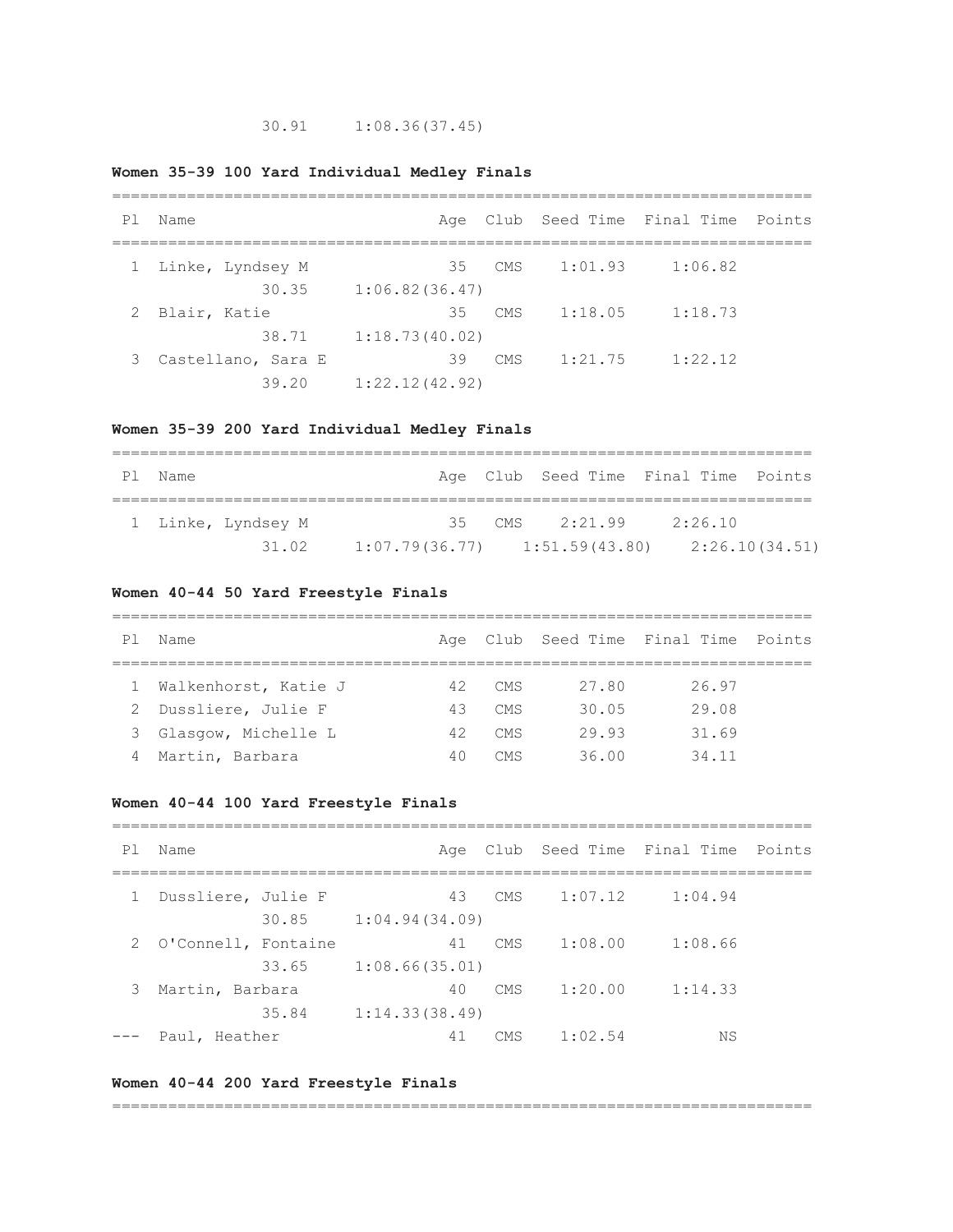30.91     1:08.36(37.45)

**Women 35-39 100 Yard Individual Medley Finals**

| Pl | Name | Age | Club | Seed Time | Final Time | Points |
|---|---|---|---|---|---|---|
| 1 | Linke, Lyndsey M | 35 | CMS | 1:01.93 | 1:06.82 | |
| | 30.35     1:06.82(36.47) | | | | | |
| 2 | Blair, Katie | 35 | CMS | 1:18.05 | 1:18.73 | |
| | 38.71     1:18.73(40.02) | | | | | |
| 3 | Castellano, Sara E | 39 | CMS | 1:21.75 | 1:22.12 | |
| | 39.20     1:22.12(42.92) | | | | | |

**Women 35-39 200 Yard Individual Medley Finals**

| Pl | Name | Age | Club | Seed Time | Final Time | Points |
|---|---|---|---|---|---|---|
| 1 | Linke, Lyndsey M | 35 | CMS | 2:21.99 | 2:26.10 | |
| | 31.02     1:07.79(36.77)     1:51.59(43.80)     2:26.10(34.51) | | | | | |

**Women 40-44 50 Yard Freestyle Finals**

| Pl | Name | Age | Club | Seed Time | Final Time | Points |
|---|---|---|---|---|---|---|
| 1 | Walkenhorst, Katie J | 42 | CMS | 27.80 | 26.97 | |
| 2 | Dussliere, Julie F | 43 | CMS | 30.05 | 29.08 | |
| 3 | Glasgow, Michelle L | 42 | CMS | 29.93 | 31.69 | |
| 4 | Martin, Barbara | 40 | CMS | 36.00 | 34.11 | |

**Women 40-44 100 Yard Freestyle Finals**

| Pl | Name | Age | Club | Seed Time | Final Time | Points |
|---|---|---|---|---|---|---|
| 1 | Dussliere, Julie F | 43 | CMS | 1:07.12 | 1:04.94 | |
| | 30.85     1:04.94(34.09) | | | | | |
| 2 | O'Connell, Fontaine | 41 | CMS | 1:08.00 | 1:08.66 | |
| | 33.65     1:08.66(35.01) | | | | | |
| 3 | Martin, Barbara | 40 | CMS | 1:20.00 | 1:14.33 | |
| | 35.84     1:14.33(38.49) | | | | | |
| --- | Paul, Heather | 41 | CMS | 1:02.54 | NS | |

**Women 40-44 200 Yard Freestyle Finals**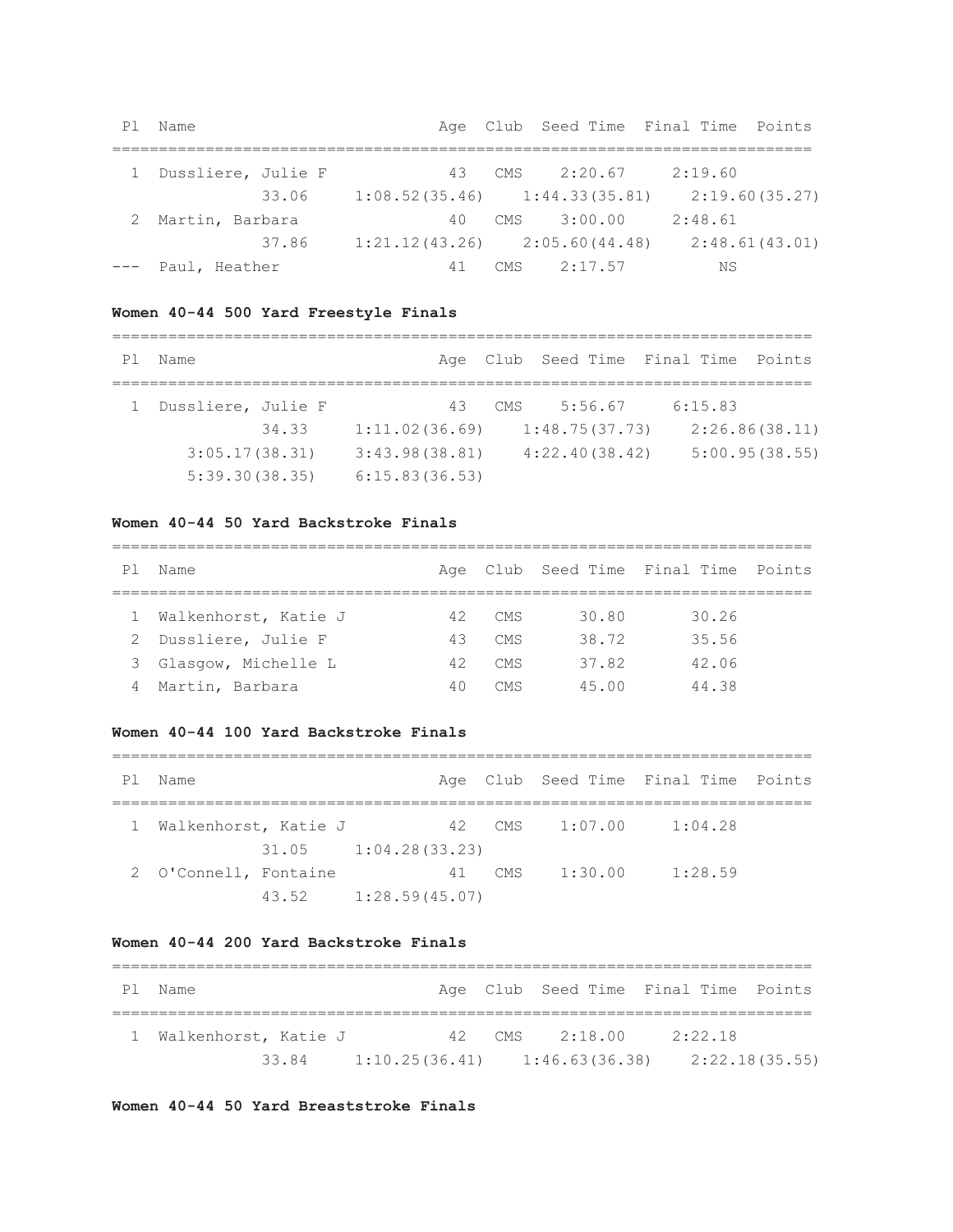| Pl | Name | Age | Club | Seed Time | Final Time | Points |
|---|---|---|---|---|---|---|
| 1 | Dussliere, Julie F | 43 | CMS | 2:20.67 | 2:19.60 | |
| | 33.06 | 1:08.52(35.46) | | 1:44.33(35.81) | 2:19.60(35.27) | |
| 2 | Martin, Barbara | 40 | CMS | 3:00.00 | 2:48.61 | |
| | 37.86 | 1:21.12(43.26) | | 2:05.60(44.48) | 2:48.61(43.01) | |
| --- | Paul, Heather | 41 | CMS | 2:17.57 | NS | |

**Women 40-44 500 Yard Freestyle Finals**

| Pl | Name | Age | Club | Seed Time | Final Time | Points |
|---|---|---|---|---|---|---|
| 1 | Dussliere, Julie F | 43 | CMS | 5:56.67 | 6:15.83 | |
| | 34.33 | 1:11.02(36.69) | | 1:48.75(37.73) | 2:26.86(38.11) | |
| | 3:05.17(38.31) | 3:43.98(38.81) | | 4:22.40(38.42) | 5:00.95(38.55) | |
| | 5:39.30(38.35) | 6:15.83(36.53) | | | | |

**Women 40-44 50 Yard Backstroke Finals**

| Pl | Name | Age | Club | Seed Time | Final Time | Points |
|---|---|---|---|---|---|---|
| 1 | Walkenhorst, Katie J | 42 | CMS | 30.80 | 30.26 | |
| 2 | Dussliere, Julie F | 43 | CMS | 38.72 | 35.56 | |
| 3 | Glasgow, Michelle L | 42 | CMS | 37.82 | 42.06 | |
| 4 | Martin, Barbara | 40 | CMS | 45.00 | 44.38 | |

**Women 40-44 100 Yard Backstroke Finals**

| Pl | Name | Age | Club | Seed Time | Final Time | Points |
|---|---|---|---|---|---|---|
| 1 | Walkenhorst, Katie J | 42 | CMS | 1:07.00 | 1:04.28 | |
| | 31.05 | 1:04.28(33.23) | | | | |
| 2 | O'Connell, Fontaine | 41 | CMS | 1:30.00 | 1:28.59 | |
| | 43.52 | 1:28.59(45.07) | | | | |

**Women 40-44 200 Yard Backstroke Finals**

| Pl | Name | Age | Club | Seed Time | Final Time | Points |
|---|---|---|---|---|---|---|
| 1 | Walkenhorst, Katie J | 42 | CMS | 2:18.00 | 2:22.18 | |
| | 33.84 | 1:10.25(36.41) | | 1:46.63(36.38) | 2:22.18(35.55) | |

**Women 40-44 50 Yard Breaststroke Finals**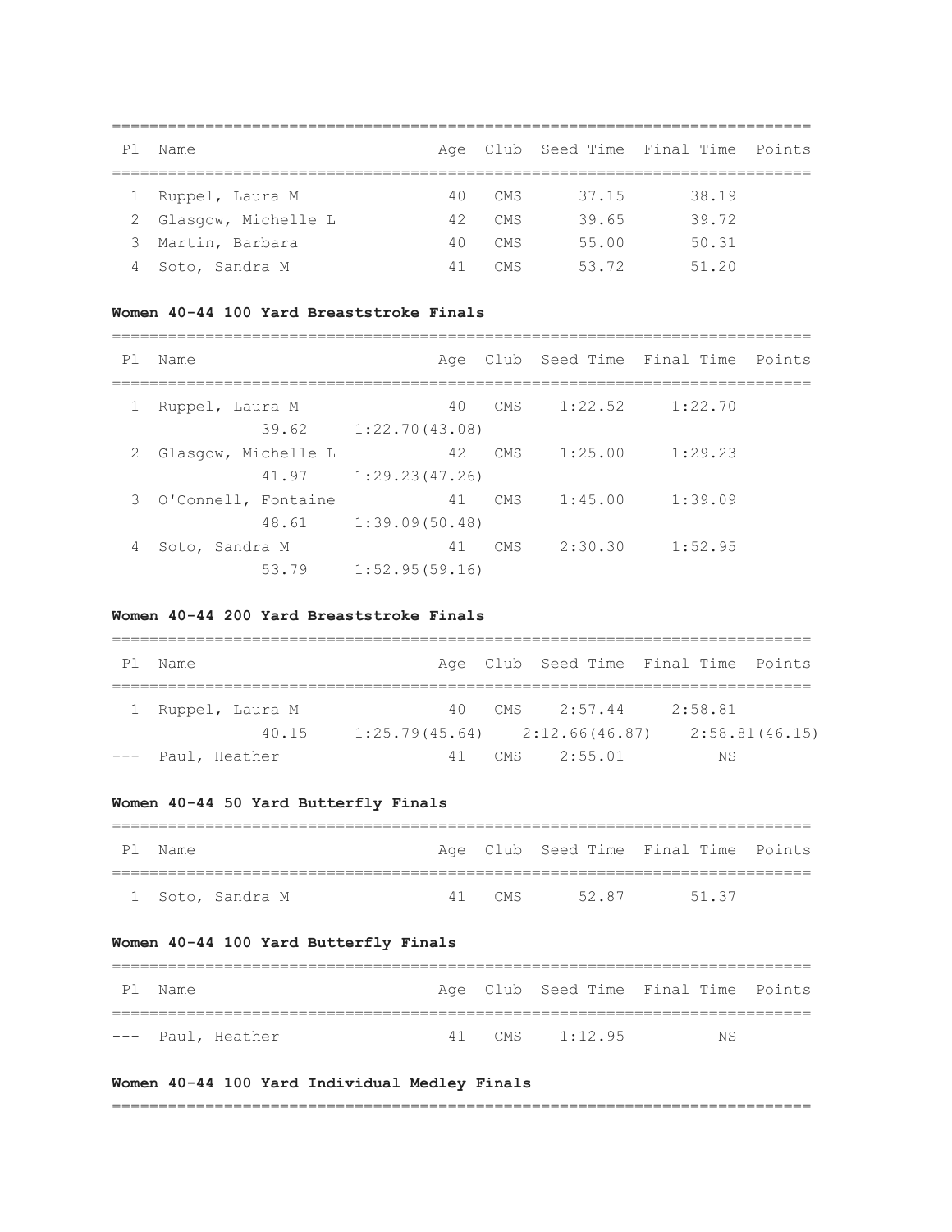| Pl | Name | Age | Club | Seed Time | Final Time | Points |
|---|---|---|---|---|---|---|
| 1 | Ruppel, Laura M | 40 | CMS | 37.15 | 38.19 | |
| 2 | Glasgow, Michelle L | 42 | CMS | 39.65 | 39.72 | |
| 3 | Martin, Barbara | 40 | CMS | 55.00 | 50.31 | |
| 4 | Soto, Sandra M | 41 | CMS | 53.72 | 51.20 | |

**Women 40-44 100 Yard Breaststroke Finals**

| Pl | Name | Age | Club | Seed Time | Final Time | Points |
|---|---|---|---|---|---|---|
| 1 | Ruppel, Laura M | 40 | CMS | 1:22.52 | 1:22.70 | |
| | 39.62 1:22.70(43.08) | | | | | |
| 2 | Glasgow, Michelle L | 42 | CMS | 1:25.00 | 1:29.23 | |
| | 41.97 1:29.23(47.26) | | | | | |
| 3 | O'Connell, Fontaine | 41 | CMS | 1:45.00 | 1:39.09 | |
| | 48.61 1:39.09(50.48) | | | | | |
| 4 | Soto, Sandra M | 41 | CMS | 2:30.30 | 1:52.95 | |
| | 53.79 1:52.95(59.16) | | | | | |

**Women 40-44 200 Yard Breaststroke Finals**

| Pl | Name | Age | Club | Seed Time | Final Time | Points |
|---|---|---|---|---|---|---|
| 1 | Ruppel, Laura M | 40 | CMS | 2:57.44 | 2:58.81 | |
| | 40.15 1:25.79(45.64) 2:12.66(46.87) 2:58.81(46.15) | | | | | |
| --- | Paul, Heather | 41 | CMS | 2:55.01 | NS | |

**Women 40-44 50 Yard Butterfly Finals**

| Pl | Name | Age | Club | Seed Time | Final Time | Points |
|---|---|---|---|---|---|---|
| 1 | Soto, Sandra M | 41 | CMS | 52.87 | 51.37 | |

**Women 40-44 100 Yard Butterfly Finals**

| Pl | Name | Age | Club | Seed Time | Final Time | Points |
|---|---|---|---|---|---|---|
| --- | Paul, Heather | 41 | CMS | 1:12.95 | NS | |

**Women 40-44 100 Yard Individual Medley Finals**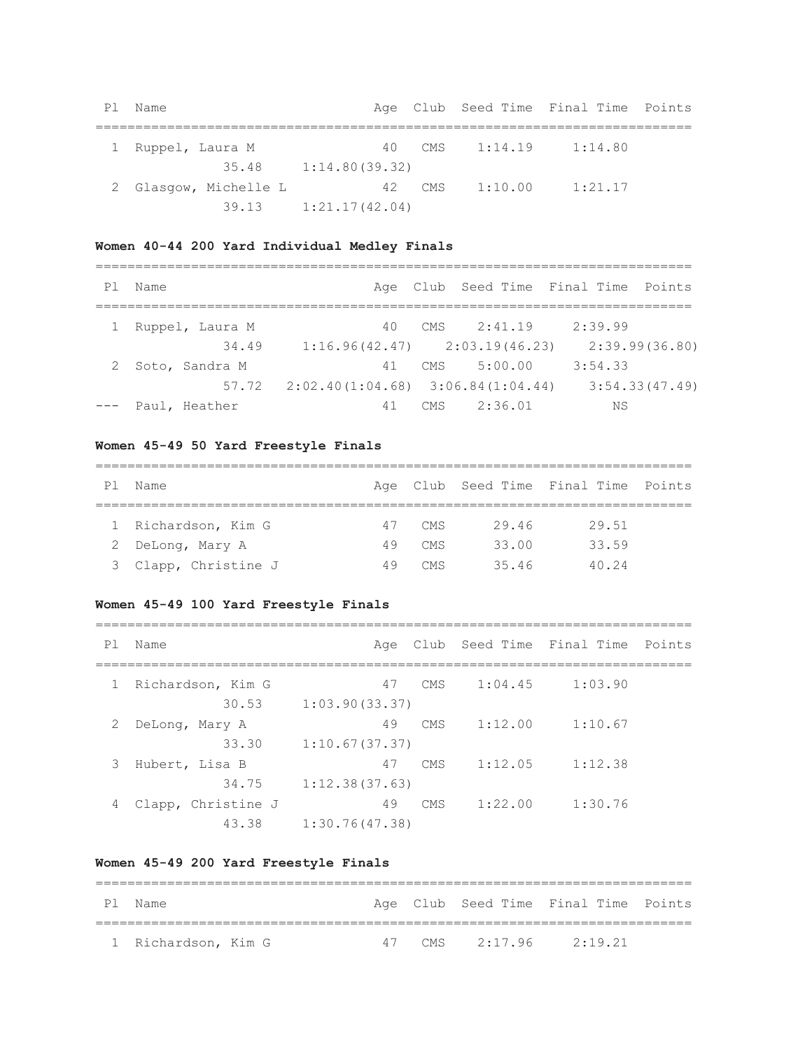| Pl | Name | Age | Club | Seed Time | Final Time | Points |
|---|---|---|---|---|---|---|
| 1 | Ruppel, Laura M | 40 | CMS | 1:14.19 | 1:14.80 | |
| | 35.48 1:14.80(39.32) | | | | | |
| 2 | Glasgow, Michelle L | 42 | CMS | 1:10.00 | 1:21.17 | |
| | 39.13 1:21.17(42.04) | | | | | |

**Women 40-44 200 Yard Individual Medley Finals**

| Pl | Name | Age | Club | Seed Time | Final Time | Points |
|---|---|---|---|---|---|---|
| 1 | Ruppel, Laura M | 40 | CMS | 2:41.19 | 2:39.99 | |
| | 34.49 1:16.96(42.47) 2:03.19(46.23) 2:39.99(36.80) | | | | | |
| 2 | Soto, Sandra M | 41 | CMS | 5:00.00 | 3:54.33 | |
| | 57.72 2:02.40(1:04.68) 3:06.84(1:04.44) 3:54.33(47.49) | | | | | |
| --- | Paul, Heather | 41 | CMS | 2:36.01 | NS | |

**Women 45-49 50 Yard Freestyle Finals**

| Pl | Name | Age | Club | Seed Time | Final Time | Points |
|---|---|---|---|---|---|---|
| 1 | Richardson, Kim G | 47 | CMS | 29.46 | 29.51 | |
| 2 | DeLong, Mary A | 49 | CMS | 33.00 | 33.59 | |
| 3 | Clapp, Christine J | 49 | CMS | 35.46 | 40.24 | |

**Women 45-49 100 Yard Freestyle Finals**

| Pl | Name | Age | Club | Seed Time | Final Time | Points |
|---|---|---|---|---|---|---|
| 1 | Richardson, Kim G | 47 | CMS | 1:04.45 | 1:03.90 | |
| | 30.53 1:03.90(33.37) | | | | | |
| 2 | DeLong, Mary A | 49 | CMS | 1:12.00 | 1:10.67 | |
| | 33.30 1:10.67(37.37) | | | | | |
| 3 | Hubert, Lisa B | 47 | CMS | 1:12.05 | 1:12.38 | |
| | 34.75 1:12.38(37.63) | | | | | |
| 4 | Clapp, Christine J | 49 | CMS | 1:22.00 | 1:30.76 | |
| | 43.38 1:30.76(47.38) | | | | | |

**Women 45-49 200 Yard Freestyle Finals**

| Pl | Name | Age | Club | Seed Time | Final Time | Points |
|---|---|---|---|---|---|---|
| 1 | Richardson, Kim G | 47 | CMS | 2:17.96 | 2:19.21 | |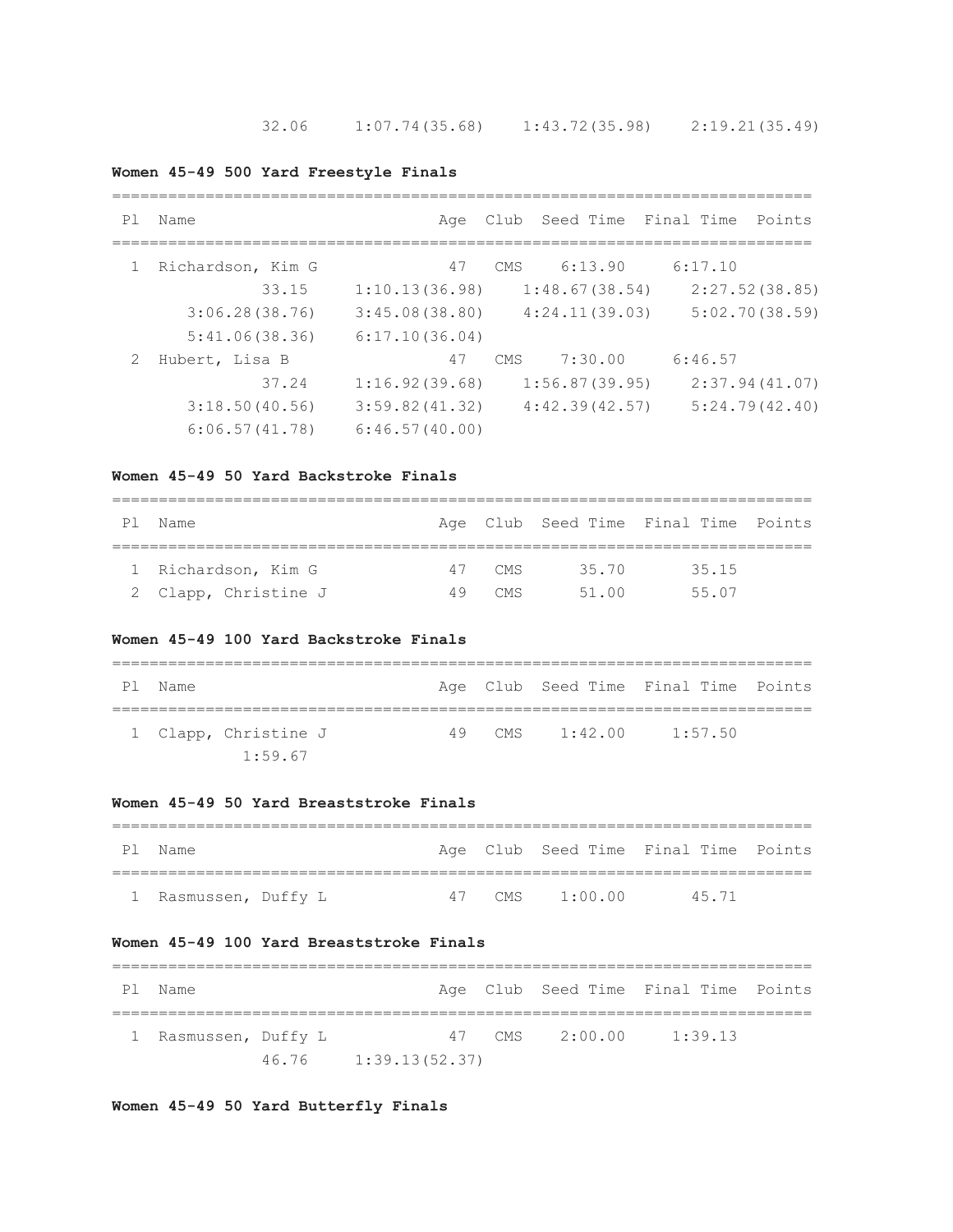32.06 1:07.74(35.68) 1:43.72(35.98) 2:19.21(35.49)

**Women 45-49 500 Yard Freestyle Finals**

| Pl | Name | Age | Club | Seed Time | Final Time | Points |
|---|---|---|---|---|---|---|
| 1 | Richardson, Kim G | 47 | CMS | 6:13.90 | 6:17.10 | |
| | 33.15 1:10.13(36.98) 1:48.67(38.54) 2:27.52(38.85) | | | | | |
| | 3:06.28(38.76) 3:45.08(38.80) 4:24.11(39.03) 5:02.70(38.59) | | | | | |
| | 5:41.06(38.36) 6:17.10(36.04) | | | | | |
| 2 | Hubert, Lisa B | 47 | CMS | 7:30.00 | 6:46.57 | |
| | 37.24 1:16.92(39.68) 1:56.87(39.95) 2:37.94(41.07) | | | | | |
| | 3:18.50(40.56) 3:59.82(41.32) 4:42.39(42.57) 5:24.79(42.40) | | | | | |
| | 6:06.57(41.78) 6:46.57(40.00) | | | | | |

**Women 45-49 50 Yard Backstroke Finals**

| Pl | Name | Age | Club | Seed Time | Final Time | Points |
|---|---|---|---|---|---|---|
| 1 | Richardson, Kim G | 47 | CMS | 35.70 | 35.15 | |
| 2 | Clapp, Christine J | 49 | CMS | 51.00 | 55.07 | |

**Women 45-49 100 Yard Backstroke Finals**

| Pl | Name | Age | Club | Seed Time | Final Time | Points |
|---|---|---|---|---|---|---|
| 1 | Clapp, Christine J | 49 | CMS | 1:42.00 | 1:57.50 | |
| | 1:59.67 | | | | | |

**Women 45-49 50 Yard Breaststroke Finals**

| Pl | Name | Age | Club | Seed Time | Final Time | Points |
|---|---|---|---|---|---|---|
| 1 | Rasmussen, Duffy L | 47 | CMS | 1:00.00 | 45.71 | |

**Women 45-49 100 Yard Breaststroke Finals**

| Pl | Name | Age | Club | Seed Time | Final Time | Points |
|---|---|---|---|---|---|---|
| 1 | Rasmussen, Duffy L | 47 | CMS | 2:00.00 | 1:39.13 | |
| | 46.76 1:39.13(52.37) | | | | | |

**Women 45-49 50 Yard Butterfly Finals**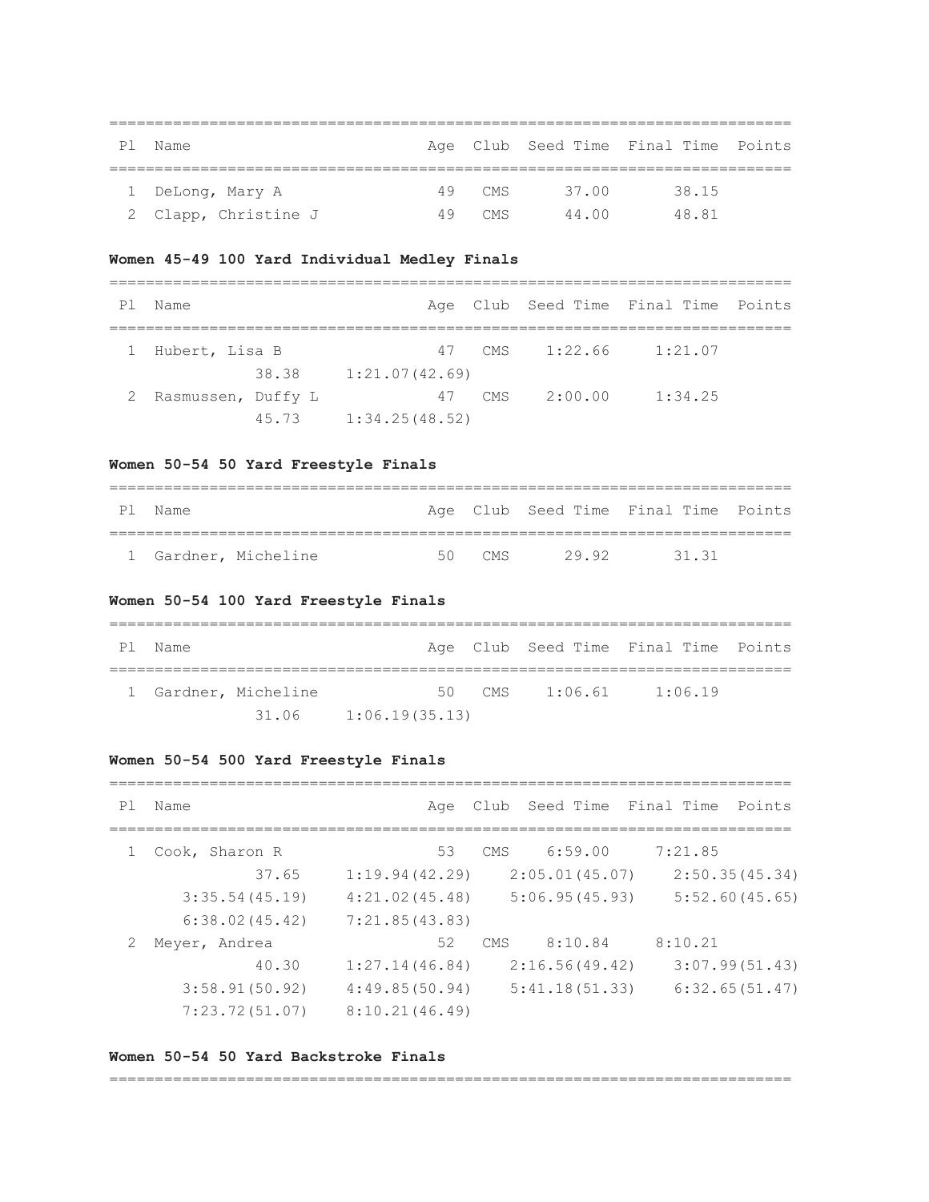| Pl | Name | Age | Club | Seed Time | Final Time | Points |
|---|---|---|---|---|---|---|
| 1 | DeLong, Mary A | 49 | CMS | 37.00 | 38.15 | |
| 2 | Clapp, Christine J | 49 | CMS | 44.00 | 48.81 | |

**Women 45-49 100 Yard Individual Medley Finals**

| Pl | Name | Age | Club | Seed Time | Final Time | Points |
|---|---|---|---|---|---|---|
| 1 | Hubert, Lisa B | 47 | CMS | 1:22.66 | 1:21.07 | |
| | 38.38 1:21.07(42.69) | | | | | |
| 2 | Rasmussen, Duffy L | 47 | CMS | 2:00.00 | 1:34.25 | |
| | 45.73 1:34.25(48.52) | | | | | |

**Women 50-54 50 Yard Freestyle Finals**

| Pl | Name | Age | Club | Seed Time | Final Time | Points |
|---|---|---|---|---|---|---|
| 1 | Gardner, Micheline | 50 | CMS | 29.92 | 31.31 | |

**Women 50-54 100 Yard Freestyle Finals**

| Pl | Name | Age | Club | Seed Time | Final Time | Points |
|---|---|---|---|---|---|---|
| 1 | Gardner, Micheline | 50 | CMS | 1:06.61 | 1:06.19 | |
| | 31.06 1:06.19(35.13) | | | | | |

**Women 50-54 500 Yard Freestyle Finals**

| Pl | Name | Age | Club | Seed Time | Final Time | Points |
|---|---|---|---|---|---|---|
| 1 | Cook, Sharon R | 53 | CMS | 6:59.00 | 7:21.85 | |
| | 37.65 1:19.94(42.29) 2:05.01(45.07) 2:50.35(45.34) | | | | | |
| | 3:35.54(45.19) 4:21.02(45.48) 5:06.95(45.93) 5:52.60(45.65) | | | | | |
| | 6:38.02(45.42) 7:21.85(43.83) | | | | | |
| 2 | Meyer, Andrea | 52 | CMS | 8:10.84 | 8:10.21 | |
| | 40.30 1:27.14(46.84) 2:16.56(49.42) 3:07.99(51.43) | | | | | |
| | 3:58.91(50.92) 4:49.85(50.94) 5:41.18(51.33) 6:32.65(51.47) | | | | | |
| | 7:23.72(51.07) 8:10.21(46.49) | | | | | |

**Women 50-54 50 Yard Backstroke Finals**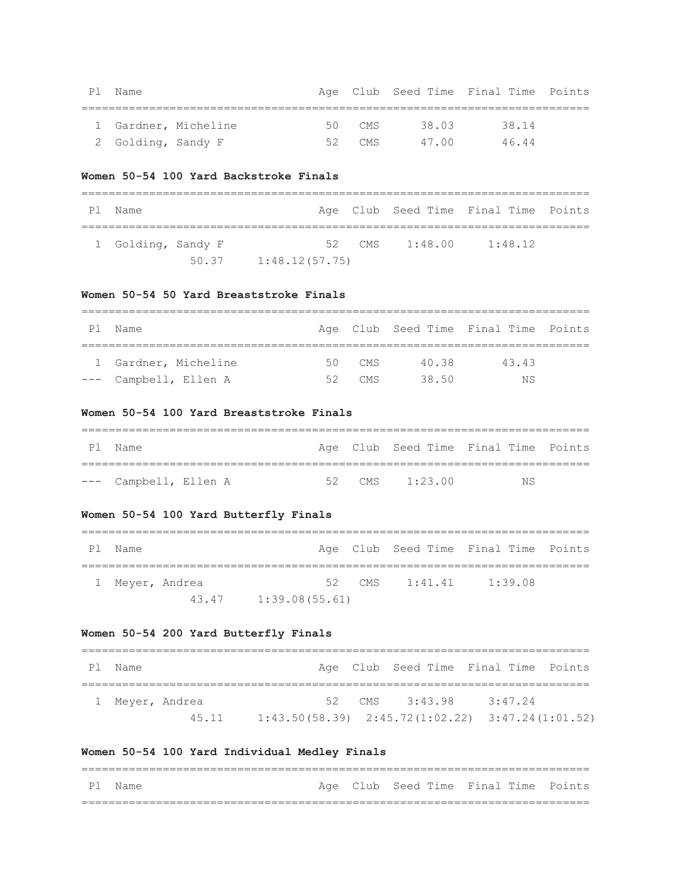| Pl | Name | Age | Club | Seed Time | Final Time | Points |
|---|---|---|---|---|---|---|
| 1 | Gardner, Micheline | 50 | CMS | 38.03 | 38.14 | |
| 2 | Golding, Sandy F | 52 | CMS | 47.00 | 46.44 | |

**Women 50-54 100 Yard Backstroke Finals**

| Pl | Name | Age | Club | Seed Time | Final Time | Points |
|---|---|---|---|---|---|---|
| 1 | Golding, Sandy F | 52 | CMS | 1:48.00 | 1:48.12 | |
| | 50.37 1:48.12(57.75) | | | | | |

**Women 50-54 50 Yard Breaststroke Finals**

| Pl | Name | Age | Club | Seed Time | Final Time | Points |
|---|---|---|---|---|---|---|
| 1 | Gardner, Micheline | 50 | CMS | 40.38 | 43.43 | |
| --- | Campbell, Ellen A | 52 | CMS | 38.50 | NS | |

**Women 50-54 100 Yard Breaststroke Finals**

| Pl | Name | Age | Club | Seed Time | Final Time | Points |
|---|---|---|---|---|---|---|
| --- | Campbell, Ellen A | 52 | CMS | 1:23.00 | NS | |

**Women 50-54 100 Yard Butterfly Finals**

| Pl | Name | Age | Club | Seed Time | Final Time | Points |
|---|---|---|---|---|---|---|
| 1 | Meyer, Andrea | 52 | CMS | 1:41.41 | 1:39.08 | |
| | 43.47 1:39.08(55.61) | | | | | |

**Women 50-54 200 Yard Butterfly Finals**

| Pl | Name | Age | Club | Seed Time | Final Time | Points |
|---|---|---|---|---|---|---|
| 1 | Meyer, Andrea | 52 | CMS | 3:43.98 | 3:47.24 | |
| | 45.11 1:43.50(58.39) 2:45.72(1:02.22) 3:47.24(1:01.52) | | | | | |

**Women 50-54 100 Yard Individual Medley Finals**

| Pl | Name | Age | Club | Seed Time | Final Time | Points |
|---|---|---|---|---|---|---|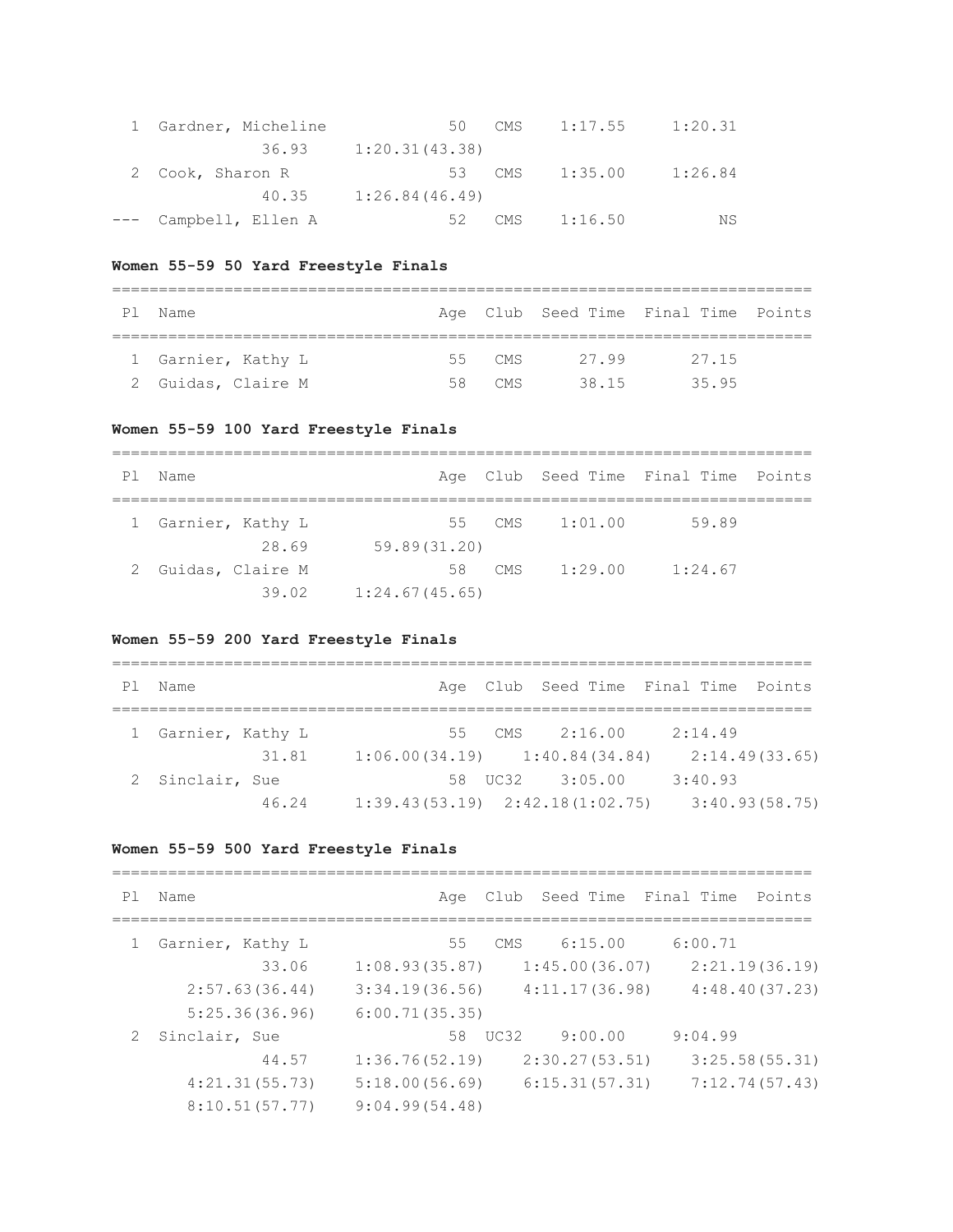```
  1 Gardner, Micheline            50   CMS    1:17.55     1:20.31
            36.93     1:20.31(43.38)
  2 Cook, Sharon R                53   CMS    1:35.00     1:26.84
            40.35     1:26.84(46.49)
--- Campbell, Ellen A             52   CMS    1:16.50          NS
```

**Women 55-59 50 Yard Freestyle Finals**

```
===============================================================================
 Pl  Name                    Age  Club  Seed Time  Final Time  Points
===============================================================================
  1 Garnier, Kathy L              55   CMS      27.99       27.15
  2 Guidas, Claire M              58   CMS      38.15       35.95
```

**Women 55-59 100 Yard Freestyle Finals**

```
===============================================================================
 Pl  Name                    Age  Club  Seed Time  Final Time  Points
===============================================================================
  1 Garnier, Kathy L              55   CMS    1:01.00       59.89
            28.69       59.89(31.20)
  2 Guidas, Claire M              58   CMS    1:29.00     1:24.67
            39.02     1:24.67(45.65)
```

**Women 55-59 200 Yard Freestyle Finals**

```
===============================================================================
 Pl  Name                    Age  Club  Seed Time  Final Time  Points
===============================================================================
  1 Garnier, Kathy L              55   CMS    2:16.00     2:14.49
            31.81     1:06.00(34.19)    1:40.84(34.84)    2:14.49(33.65)
  2 Sinclair, Sue                 58 UC32    3:05.00     3:40.93
            46.24     1:39.43(53.19)  2:42.18(1:02.75)    3:40.93(58.75)
```

**Women 55-59 500 Yard Freestyle Finals**

```
===============================================================================
 Pl  Name                    Age  Club  Seed Time  Final Time  Points
===============================================================================
  1 Garnier, Kathy L              55   CMS    6:15.00     6:00.71
            33.06     1:08.93(35.87)    1:45.00(36.07)    2:21.19(36.19)
       2:57.63(36.44)    3:34.19(36.56)    4:11.17(36.98)    4:48.40(37.23)
       5:25.36(36.96)    6:00.71(35.35)
  2 Sinclair, Sue                 58 UC32    9:00.00     9:04.99
            44.57     1:36.76(52.19)    2:30.27(53.51)    3:25.58(55.31)
       4:21.31(55.73)    5:18.00(56.69)    6:15.31(57.31)    7:12.74(57.43)
       8:10.51(57.77)    9:04.99(54.48)
```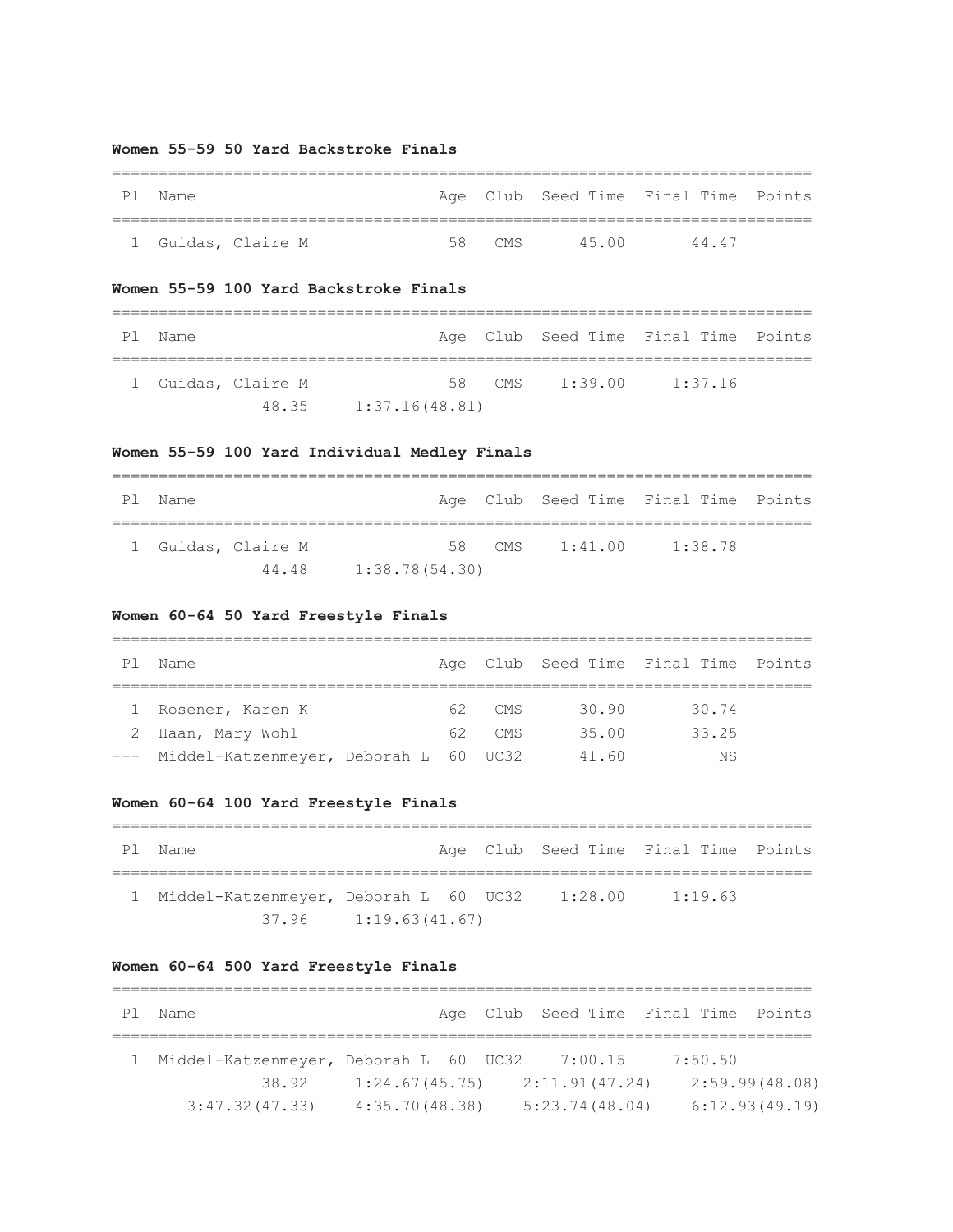### Women 55-59 50 Yard Backstroke Finals

| Pl | Name | Age | Club | Seed Time | Final Time | Points |
|---|---|---|---|---|---|---|
| 1 | Guidas, Claire M | 58 | CMS | 45.00 | 44.47 | |

### Women 55-59 100 Yard Backstroke Finals

| Pl | Name | Age | Club | Seed Time | Final Time | Points |
|---|---|---|---|---|---|---|
| 1 | Guidas, Claire M | 58 | CMS | 1:39.00 | 1:37.16 | |
| | 48.35 1:37.16(48.81) | | | | | |

### Women 55-59 100 Yard Individual Medley Finals

| Pl | Name | Age | Club | Seed Time | Final Time | Points |
|---|---|---|---|---|---|---|
| 1 | Guidas, Claire M | 58 | CMS | 1:41.00 | 1:38.78 | |
| | 44.48 1:38.78(54.30) | | | | | |

### Women 60-64 50 Yard Freestyle Finals

| Pl | Name | Age | Club | Seed Time | Final Time | Points |
|---|---|---|---|---|---|---|
| 1 | Rosener, Karen K | 62 | CMS | 30.90 | 30.74 | |
| 2 | Haan, Mary Wohl | 62 | CMS | 35.00 | 33.25 | |
| --- | Middel-Katzenmeyer, Deborah L | 60 | UC32 | 41.60 | NS | |

### Women 60-64 100 Yard Freestyle Finals

| Pl | Name | Age | Club | Seed Time | Final Time | Points |
|---|---|---|---|---|---|---|
| 1 | Middel-Katzenmeyer, Deborah L | 60 | UC32 | 1:28.00 | 1:19.63 | |
| | 37.96 1:19.63(41.67) | | | | | |

### Women 60-64 500 Yard Freestyle Finals

| Pl | Name | Age | Club | Seed Time | Final Time | Points |
|---|---|---|---|---|---|---|
| 1 | Middel-Katzenmeyer, Deborah L | 60 | UC32 | 7:00.15 | 7:50.50 | |
| | 38.92 1:24.67(45.75) 2:11.91(47.24) 2:59.99(48.08) | | | | | |
| | 3:47.32(47.33) 4:35.70(48.38) 5:23.74(48.04) 6:12.93(49.19) | | | | | |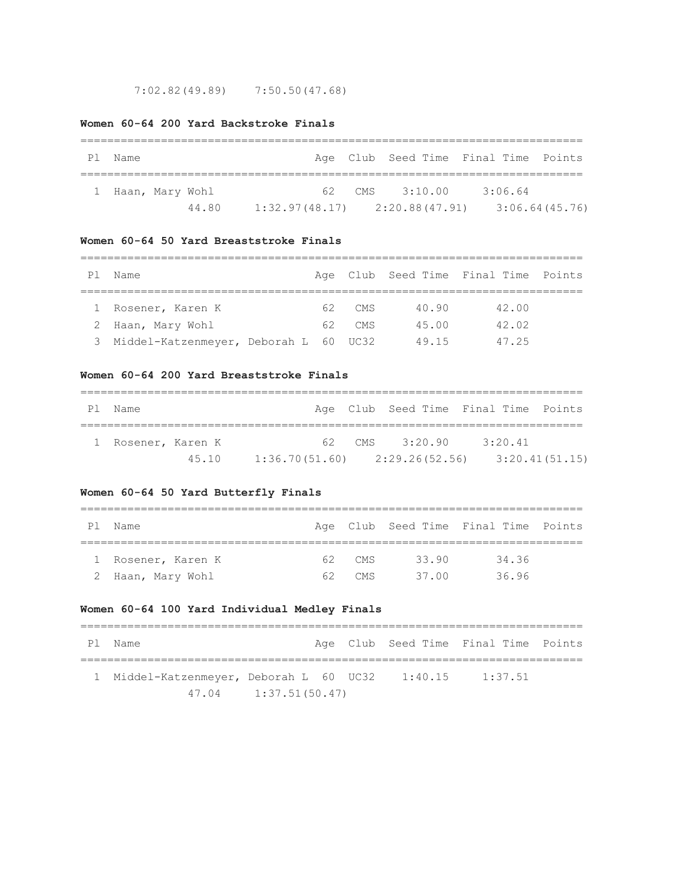7:02.82(49.89) 7:50.50(47.68)

**Women 60-64 200 Yard Backstroke Finals**

| Pl | Name | Age | Club | Seed Time | Final Time | Points |
|---|---|---|---|---|---|---|
| 1 | Haan, Mary Wohl | 62 | CMS | 3:10.00 | 3:06.64 | |

44.80 1:32.97(48.17) 2:20.88(47.91) 3:06.64(45.76)

**Women 60-64 50 Yard Breaststroke Finals**

| Pl | Name | Age | Club | Seed Time | Final Time | Points |
|---|---|---|---|---|---|---|
| 1 | Rosener, Karen K | 62 | CMS | 40.90 | 42.00 | |
| 2 | Haan, Mary Wohl | 62 | CMS | 45.00 | 42.02 | |
| 3 | Middel-Katzenmeyer, Deborah L | 60 | UC32 | 49.15 | 47.25 | |

**Women 60-64 200 Yard Breaststroke Finals**

| Pl | Name | Age | Club | Seed Time | Final Time | Points |
|---|---|---|---|---|---|---|
| 1 | Rosener, Karen K | 62 | CMS | 3:20.90 | 3:20.41 | |

45.10 1:36.70(51.60) 2:29.26(52.56) 3:20.41(51.15)

**Women 60-64 50 Yard Butterfly Finals**

| Pl | Name | Age | Club | Seed Time | Final Time | Points |
|---|---|---|---|---|---|---|
| 1 | Rosener, Karen K | 62 | CMS | 33.90 | 34.36 | |
| 2 | Haan, Mary Wohl | 62 | CMS | 37.00 | 36.96 | |

**Women 60-64 100 Yard Individual Medley Finals**

| Pl | Name | Age | Club | Seed Time | Final Time | Points |
|---|---|---|---|---|---|---|
| 1 | Middel-Katzenmeyer, Deborah L | 60 | UC32 | 1:40.15 | 1:37.51 | |

47.04 1:37.51(50.47)